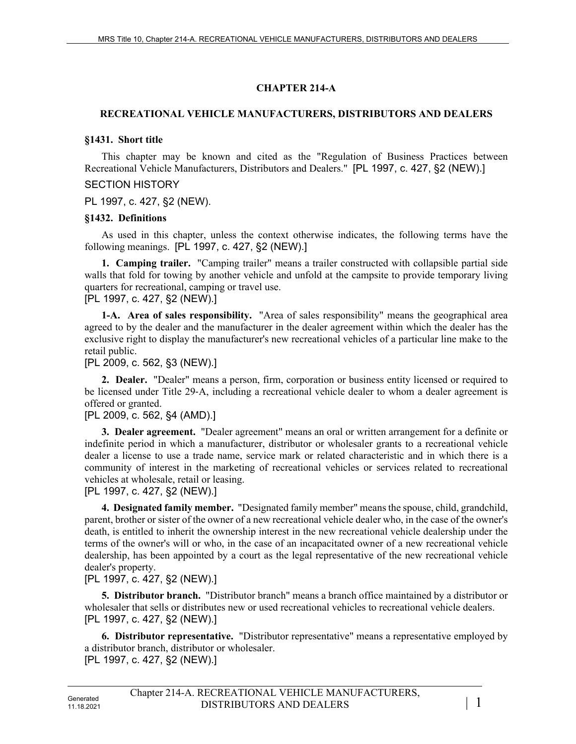# CHAPTER 214-A

## RECREATIONAL VEHICLE MANUFACTURERS, DISTRIBUTORS AND DEALERS

### §1431. Short title

This chapter may be known and cited as the "Regulation of Business Practices between Recreational Vehicle Manufacturers, Distributors and Dealers." [PL 1997, c. 427, §2 (NEW).]

SECTION HISTORY

PL 1997, c. 427, §2 (NEW).

### §1432. Definitions

As used in this chapter, unless the context otherwise indicates, the following terms have the following meanings. [PL 1997, c. 427, §2 (NEW).]

**1. Camping trailer.** "Camping trailer" means a trailer constructed with collapsible partial side walls that fold for towing by another vehicle and unfold at the campsite to provide temporary living quarters for recreational, camping or travel use.

[PL 1997, c. 427, §2 (NEW).]

**1-A. Area of sales responsibility.** "Area of sales responsibility" means the geographical area agreed to by the dealer and the manufacturer in the dealer agreement within which the dealer has the exclusive right to display the manufacturer's new recreational vehicles of a particular line make to the retail public.

[PL 2009, c. 562, §3 (NEW).]

**2. Dealer.** "Dealer" means a person, firm, corporation or business entity licensed or required to be licensed under Title 29-A, including a recreational vehicle dealer to whom a dealer agreement is offered or granted.

[PL 2009, c. 562, §4 (AMD).]

**3. Dealer agreement.** "Dealer agreement" means an oral or written arrangement for a definite or indefinite period in which a manufacturer, distributor or wholesaler grants to a recreational vehicle dealer a license to use a trade name, service mark or related characteristic and in which there is a community of interest in the marketing of recreational vehicles or services related to recreational vehicles at wholesale, retail or leasing.

[PL 1997, c. 427, §2 (NEW).]

**4. Designated family member.** "Designated family member" means the spouse, child, grandchild, parent, brother or sister of the owner of a new recreational vehicle dealer who, in the case of the owner's death, is entitled to inherit the ownership interest in the new recreational vehicle dealership under the terms of the owner's will or who, in the case of an incapacitated owner of a new recreational vehicle dealership, has been appointed by a court as the legal representative of the new recreational vehicle dealer's property.

[PL 1997, c. 427, §2 (NEW).]

**5. Distributor branch.** "Distributor branch" means a branch office maintained by a distributor or wholesaler that sells or distributes new or used recreational vehicles to recreational vehicle dealers.

[PL 1997, c. 427, §2 (NEW).]

**6. Distributor representative.** "Distributor representative" means a representative employed by a distributor branch, distributor or wholesaler.

[PL 1997, c. 427, §2 (NEW).]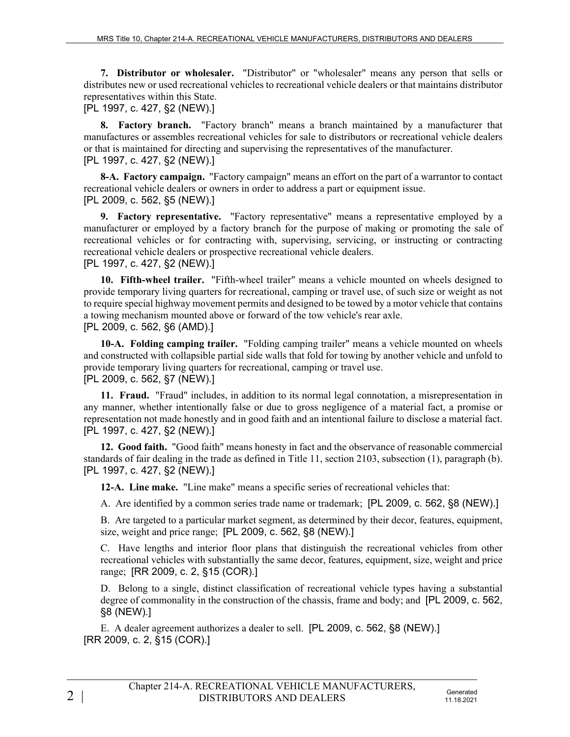**7. Distributor or wholesaler.** "Distributor" or "wholesaler" means any person that sells or distributes new or used recreational vehicles to recreational vehicle dealers or that maintains distributor representatives within this State.
[PL 1997, c. 427, §2 (NEW).]

**8. Factory branch.** "Factory branch" means a branch maintained by a manufacturer that manufactures or assembles recreational vehicles for sale to distributors or recreational vehicle dealers or that is maintained for directing and supervising the representatives of the manufacturer.
[PL 1997, c. 427, §2 (NEW).]

**8-A. Factory campaign.** "Factory campaign" means an effort on the part of a warrantor to contact recreational vehicle dealers or owners in order to address a part or equipment issue.
[PL 2009, c. 562, §5 (NEW).]

**9. Factory representative.** "Factory representative" means a representative employed by a manufacturer or employed by a factory branch for the purpose of making or promoting the sale of recreational vehicles or for contracting with, supervising, servicing, or instructing or contracting recreational vehicle dealers or prospective recreational vehicle dealers.
[PL 1997, c. 427, §2 (NEW).]

**10. Fifth-wheel trailer.** "Fifth-wheel trailer" means a vehicle mounted on wheels designed to provide temporary living quarters for recreational, camping or travel use, of such size or weight as not to require special highway movement permits and designed to be towed by a motor vehicle that contains a towing mechanism mounted above or forward of the tow vehicle's rear axle.
[PL 2009, c. 562, §6 (AMD).]

**10-A. Folding camping trailer.** "Folding camping trailer" means a vehicle mounted on wheels and constructed with collapsible partial side walls that fold for towing by another vehicle and unfold to provide temporary living quarters for recreational, camping or travel use.
[PL 2009, c. 562, §7 (NEW).]

**11. Fraud.** "Fraud" includes, in addition to its normal legal connotation, a misrepresentation in any manner, whether intentionally false or due to gross negligence of a material fact, a promise or representation not made honestly and in good faith and an intentional failure to disclose a material fact.
[PL 1997, c. 427, §2 (NEW).]

**12. Good faith.** "Good faith" means honesty in fact and the observance of reasonable commercial standards of fair dealing in the trade as defined in Title 11, section 2103, subsection (1), paragraph (b).
[PL 1997, c. 427, §2 (NEW).]

**12-A. Line make.** "Line make" means a specific series of recreational vehicles that:

A. Are identified by a common series trade name or trademark; [PL 2009, c. 562, §8 (NEW).]

B. Are targeted to a particular market segment, as determined by their decor, features, equipment, size, weight and price range; [PL 2009, c. 562, §8 (NEW).]

C. Have lengths and interior floor plans that distinguish the recreational vehicles from other recreational vehicles with substantially the same decor, features, equipment, size, weight and price range; [RR 2009, c. 2, §15 (COR).]

D. Belong to a single, distinct classification of recreational vehicle types having a substantial degree of commonality in the construction of the chassis, frame and body; and [PL 2009, c. 562, §8 (NEW).]

E. A dealer agreement authorizes a dealer to sell. [PL 2009, c. 562, §8 (NEW).]
[RR 2009, c. 2, §15 (COR).]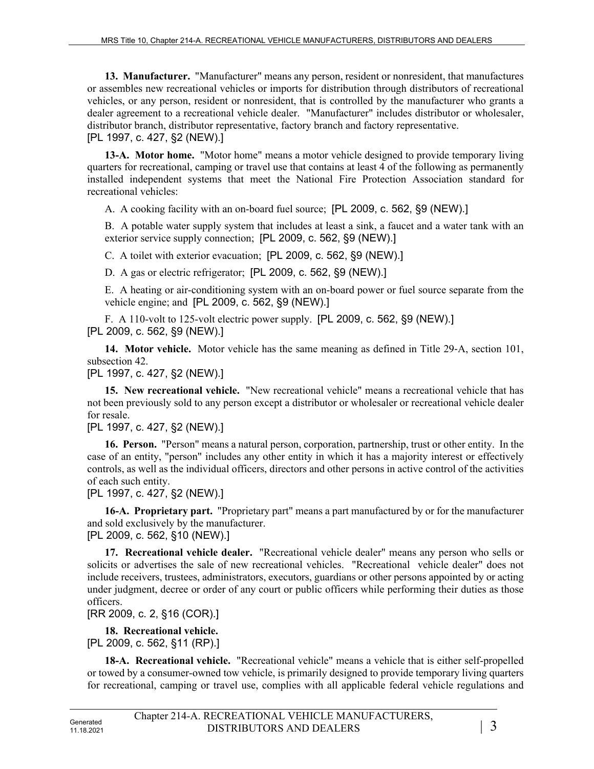**13. Manufacturer.** "Manufacturer" means any person, resident or nonresident, that manufactures or assembles new recreational vehicles or imports for distribution through distributors of recreational vehicles, or any person, resident or nonresident, that is controlled by the manufacturer who grants a dealer agreement to a recreational vehicle dealer. "Manufacturer" includes distributor or wholesaler, distributor branch, distributor representative, factory branch and factory representative.
[PL 1997, c. 427, §2 (NEW).]

**13-A. Motor home.** "Motor home" means a motor vehicle designed to provide temporary living quarters for recreational, camping or travel use that contains at least 4 of the following as permanently installed independent systems that meet the National Fire Protection Association standard for recreational vehicles:

A. A cooking facility with an on-board fuel source; [PL 2009, c. 562, §9 (NEW).]

B. A potable water supply system that includes at least a sink, a faucet and a water tank with an exterior service supply connection; [PL 2009, c. 562, §9 (NEW).]

C. A toilet with exterior evacuation; [PL 2009, c. 562, §9 (NEW).]

D. A gas or electric refrigerator; [PL 2009, c. 562, §9 (NEW).]

E. A heating or air-conditioning system with an on-board power or fuel source separate from the vehicle engine; and [PL 2009, c. 562, §9 (NEW).]

F. A 110-volt to 125-volt electric power supply. [PL 2009, c. 562, §9 (NEW).]
[PL 2009, c. 562, §9 (NEW).]

**14. Motor vehicle.** Motor vehicle has the same meaning as defined in Title 29-A, section 101, subsection 42.
[PL 1997, c. 427, §2 (NEW).]

**15. New recreational vehicle.** "New recreational vehicle" means a recreational vehicle that has not been previously sold to any person except a distributor or wholesaler or recreational vehicle dealer for resale.
[PL 1997, c. 427, §2 (NEW).]

**16. Person.** "Person" means a natural person, corporation, partnership, trust or other entity. In the case of an entity, "person" includes any other entity in which it has a majority interest or effectively controls, as well as the individual officers, directors and other persons in active control of the activities of each such entity.
[PL 1997, c. 427, §2 (NEW).]

**16-A. Proprietary part.** "Proprietary part" means a part manufactured by or for the manufacturer and sold exclusively by the manufacturer.
[PL 2009, c. 562, §10 (NEW).]

**17. Recreational vehicle dealer.** "Recreational vehicle dealer" means any person who sells or solicits or advertises the sale of new recreational vehicles. "Recreational vehicle dealer" does not include receivers, trustees, administrators, executors, guardians or other persons appointed by or acting under judgment, decree or order of any court or public officers while performing their duties as those officers.
[RR 2009, c. 2, §16 (COR).]

**18. Recreational vehicle.**
[PL 2009, c. 562, §11 (RP).]

**18-A. Recreational vehicle.** "Recreational vehicle" means a vehicle that is either self-propelled or towed by a consumer-owned tow vehicle, is primarily designed to provide temporary living quarters for recreational, camping or travel use, complies with all applicable federal vehicle regulations and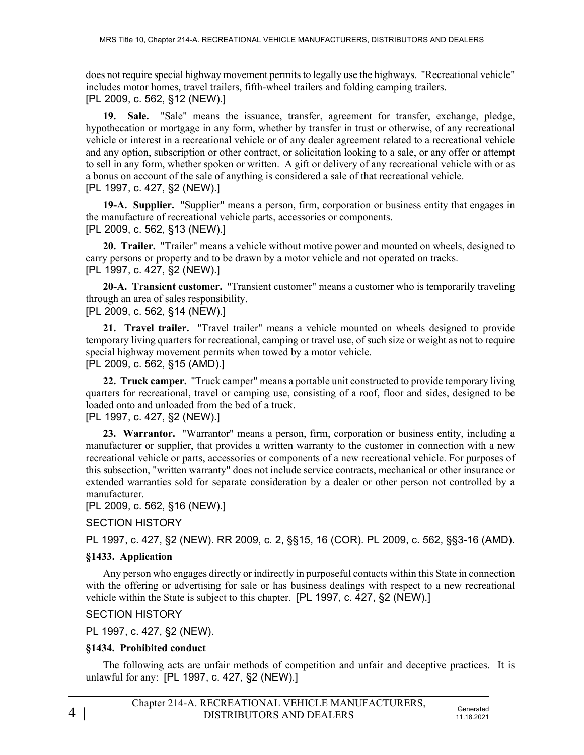does not require special highway movement permits to legally use the highways. "Recreational vehicle" includes motor homes, travel trailers, fifth-wheel trailers and folding camping trailers.
[PL 2009, c. 562, §12 (NEW).]

**19. Sale.** "Sale" means the issuance, transfer, agreement for transfer, exchange, pledge, hypothecation or mortgage in any form, whether by transfer in trust or otherwise, of any recreational vehicle or interest in a recreational vehicle or of any dealer agreement related to a recreational vehicle and any option, subscription or other contract, or solicitation looking to a sale, or any offer or attempt to sell in any form, whether spoken or written. A gift or delivery of any recreational vehicle with or as a bonus on account of the sale of anything is considered a sale of that recreational vehicle.
[PL 1997, c. 427, §2 (NEW).]

**19-A. Supplier.** "Supplier" means a person, firm, corporation or business entity that engages in the manufacture of recreational vehicle parts, accessories or components.
[PL 2009, c. 562, §13 (NEW).]

**20. Trailer.** "Trailer" means a vehicle without motive power and mounted on wheels, designed to carry persons or property and to be drawn by a motor vehicle and not operated on tracks.
[PL 1997, c. 427, §2 (NEW).]

**20-A. Transient customer.** "Transient customer" means a customer who is temporarily traveling through an area of sales responsibility.
[PL 2009, c. 562, §14 (NEW).]

**21. Travel trailer.** "Travel trailer" means a vehicle mounted on wheels designed to provide temporary living quarters for recreational, camping or travel use, of such size or weight as not to require special highway movement permits when towed by a motor vehicle.
[PL 2009, c. 562, §15 (AMD).]

**22. Truck camper.** "Truck camper" means a portable unit constructed to provide temporary living quarters for recreational, travel or camping use, consisting of a roof, floor and sides, designed to be loaded onto and unloaded from the bed of a truck.
[PL 1997, c. 427, §2 (NEW).]

**23. Warrantor.** "Warrantor" means a person, firm, corporation or business entity, including a manufacturer or supplier, that provides a written warranty to the customer in connection with a new recreational vehicle or parts, accessories or components of a new recreational vehicle. For purposes of this subsection, "written warranty" does not include service contracts, mechanical or other insurance or extended warranties sold for separate consideration by a dealer or other person not controlled by a manufacturer.
[PL 2009, c. 562, §16 (NEW).]

SECTION HISTORY

PL 1997, c. 427, §2 (NEW). RR 2009, c. 2, §§15, 16 (COR). PL 2009, c. 562, §§3-16 (AMD).

### §1433. Application

Any person who engages directly or indirectly in purposeful contacts within this State in connection with the offering or advertising for sale or has business dealings with respect to a new recreational vehicle within the State is subject to this chapter. [PL 1997, c. 427, §2 (NEW).]

SECTION HISTORY

PL 1997, c. 427, §2 (NEW).

### §1434. Prohibited conduct

The following acts are unfair methods of competition and unfair and deceptive practices. It is unlawful for any: [PL 1997, c. 427, §2 (NEW).]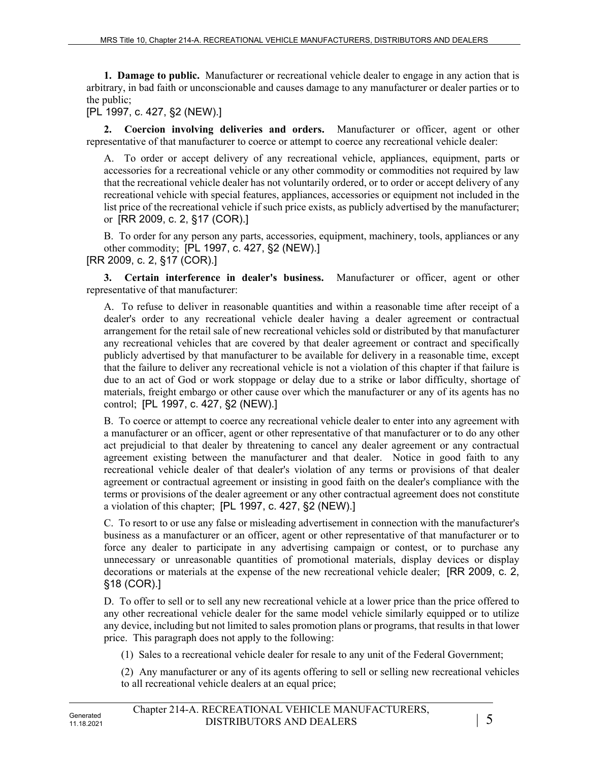**1. Damage to public.** Manufacturer or recreational vehicle dealer to engage in any action that is arbitrary, in bad faith or unconscionable and causes damage to any manufacturer or dealer parties or to the public;

[PL 1997, c. 427, §2 (NEW).]

**2. Coercion involving deliveries and orders.** Manufacturer or officer, agent or other representative of that manufacturer to coerce or attempt to coerce any recreational vehicle dealer:

A. To order or accept delivery of any recreational vehicle, appliances, equipment, parts or accessories for a recreational vehicle or any other commodity or commodities not required by law that the recreational vehicle dealer has not voluntarily ordered, or to order or accept delivery of any recreational vehicle with special features, appliances, accessories or equipment not included in the list price of the recreational vehicle if such price exists, as publicly advertised by the manufacturer; or [RR 2009, c. 2, §17 (COR).]

B. To order for any person any parts, accessories, equipment, machinery, tools, appliances or any other commodity; [PL 1997, c. 427, §2 (NEW).]

[RR 2009, c. 2, §17 (COR).]

**3. Certain interference in dealer's business.** Manufacturer or officer, agent or other representative of that manufacturer:

A. To refuse to deliver in reasonable quantities and within a reasonable time after receipt of a dealer's order to any recreational vehicle dealer having a dealer agreement or contractual arrangement for the retail sale of new recreational vehicles sold or distributed by that manufacturer any recreational vehicles that are covered by that dealer agreement or contract and specifically publicly advertised by that manufacturer to be available for delivery in a reasonable time, except that the failure to deliver any recreational vehicle is not a violation of this chapter if that failure is due to an act of God or work stoppage or delay due to a strike or labor difficulty, shortage of materials, freight embargo or other cause over which the manufacturer or any of its agents has no control; [PL 1997, c. 427, §2 (NEW).]

B. To coerce or attempt to coerce any recreational vehicle dealer to enter into any agreement with a manufacturer or an officer, agent or other representative of that manufacturer or to do any other act prejudicial to that dealer by threatening to cancel any dealer agreement or any contractual agreement existing between the manufacturer and that dealer. Notice in good faith to any recreational vehicle dealer of that dealer's violation of any terms or provisions of that dealer agreement or contractual agreement or insisting in good faith on the dealer's compliance with the terms or provisions of the dealer agreement or any other contractual agreement does not constitute a violation of this chapter; [PL 1997, c. 427, §2 (NEW).]

C. To resort to or use any false or misleading advertisement in connection with the manufacturer's business as a manufacturer or an officer, agent or other representative of that manufacturer or to force any dealer to participate in any advertising campaign or contest, or to purchase any unnecessary or unreasonable quantities of promotional materials, display devices or display decorations or materials at the expense of the new recreational vehicle dealer; [RR 2009, c. 2, §18 (COR).]

D. To offer to sell or to sell any new recreational vehicle at a lower price than the price offered to any other recreational vehicle dealer for the same model vehicle similarly equipped or to utilize any device, including but not limited to sales promotion plans or programs, that results in that lower price. This paragraph does not apply to the following:

(1) Sales to a recreational vehicle dealer for resale to any unit of the Federal Government;

(2) Any manufacturer or any of its agents offering to sell or selling new recreational vehicles to all recreational vehicle dealers at an equal price;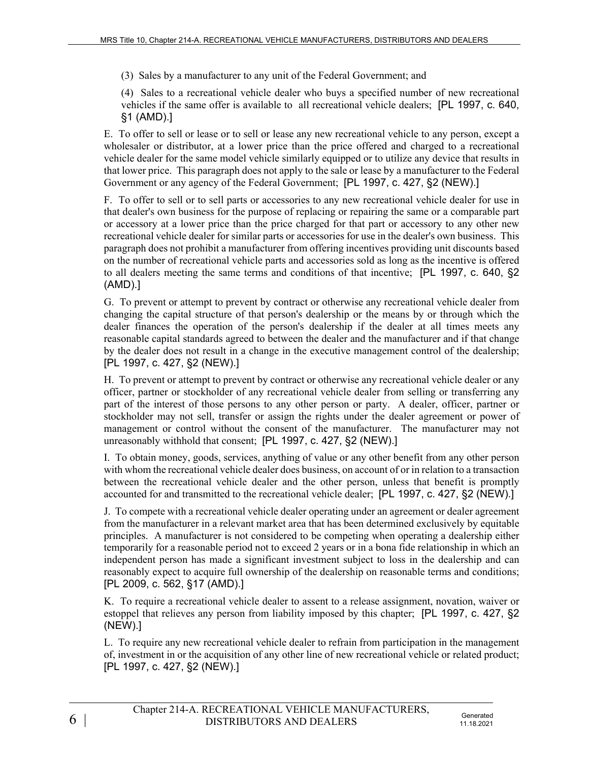(3) Sales by a manufacturer to any unit of the Federal Government; and

(4) Sales to a recreational vehicle dealer who buys a specified number of new recreational vehicles if the same offer is available to all recreational vehicle dealers; [PL 1997, c. 640, §1 (AMD).]

E. To offer to sell or lease or to sell or lease any new recreational vehicle to any person, except a wholesaler or distributor, at a lower price than the price offered and charged to a recreational vehicle dealer for the same model vehicle similarly equipped or to utilize any device that results in that lower price. This paragraph does not apply to the sale or lease by a manufacturer to the Federal Government or any agency of the Federal Government; [PL 1997, c. 427, §2 (NEW).]

F. To offer to sell or to sell parts or accessories to any new recreational vehicle dealer for use in that dealer's own business for the purpose of replacing or repairing the same or a comparable part or accessory at a lower price than the price charged for that part or accessory to any other new recreational vehicle dealer for similar parts or accessories for use in the dealer's own business. This paragraph does not prohibit a manufacturer from offering incentives providing unit discounts based on the number of recreational vehicle parts and accessories sold as long as the incentive is offered to all dealers meeting the same terms and conditions of that incentive; [PL 1997, c. 640, §2 (AMD).]

G. To prevent or attempt to prevent by contract or otherwise any recreational vehicle dealer from changing the capital structure of that person's dealership or the means by or through which the dealer finances the operation of the person's dealership if the dealer at all times meets any reasonable capital standards agreed to between the dealer and the manufacturer and if that change by the dealer does not result in a change in the executive management control of the dealership; [PL 1997, c. 427, §2 (NEW).]

H. To prevent or attempt to prevent by contract or otherwise any recreational vehicle dealer or any officer, partner or stockholder of any recreational vehicle dealer from selling or transferring any part of the interest of those persons to any other person or party. A dealer, officer, partner or stockholder may not sell, transfer or assign the rights under the dealer agreement or power of management or control without the consent of the manufacturer. The manufacturer may not unreasonably withhold that consent; [PL 1997, c. 427, §2 (NEW).]

I. To obtain money, goods, services, anything of value or any other benefit from any other person with whom the recreational vehicle dealer does business, on account of or in relation to a transaction between the recreational vehicle dealer and the other person, unless that benefit is promptly accounted for and transmitted to the recreational vehicle dealer; [PL 1997, c. 427, §2 (NEW).]

J. To compete with a recreational vehicle dealer operating under an agreement or dealer agreement from the manufacturer in a relevant market area that has been determined exclusively by equitable principles. A manufacturer is not considered to be competing when operating a dealership either temporarily for a reasonable period not to exceed 2 years or in a bona fide relationship in which an independent person has made a significant investment subject to loss in the dealership and can reasonably expect to acquire full ownership of the dealership on reasonable terms and conditions; [PL 2009, c. 562, §17 (AMD).]

K. To require a recreational vehicle dealer to assent to a release assignment, novation, waiver or estoppel that relieves any person from liability imposed by this chapter; [PL 1997, c. 427, §2 (NEW).]

L. To require any new recreational vehicle dealer to refrain from participation in the management of, investment in or the acquisition of any other line of new recreational vehicle or related product; [PL 1997, c. 427, §2 (NEW).]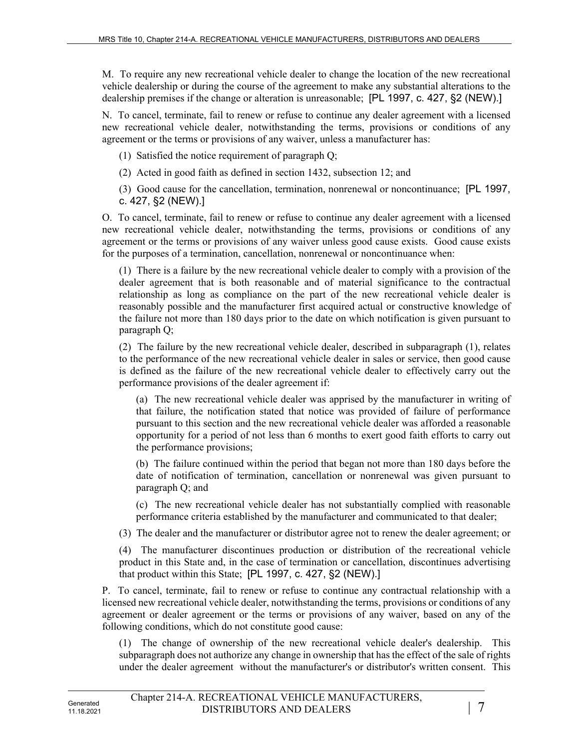M. To require any new recreational vehicle dealer to change the location of the new recreational vehicle dealership or during the course of the agreement to make any substantial alterations to the dealership premises if the change or alteration is unreasonable; [PL 1997, c. 427, §2 (NEW).]

N. To cancel, terminate, fail to renew or refuse to continue any dealer agreement with a licensed new recreational vehicle dealer, notwithstanding the terms, provisions or conditions of any agreement or the terms or provisions of any waiver, unless a manufacturer has:

(1) Satisfied the notice requirement of paragraph Q;

(2) Acted in good faith as defined in section 1432, subsection 12; and

(3) Good cause for the cancellation, termination, nonrenewal or noncontinuance; [PL 1997, c. 427, §2 (NEW).]

O. To cancel, terminate, fail to renew or refuse to continue any dealer agreement with a licensed new recreational vehicle dealer, notwithstanding the terms, provisions or conditions of any agreement or the terms or provisions of any waiver unless good cause exists. Good cause exists for the purposes of a termination, cancellation, nonrenewal or noncontinuance when:

(1) There is a failure by the new recreational vehicle dealer to comply with a provision of the dealer agreement that is both reasonable and of material significance to the contractual relationship as long as compliance on the part of the new recreational vehicle dealer is reasonably possible and the manufacturer first acquired actual or constructive knowledge of the failure not more than 180 days prior to the date on which notification is given pursuant to paragraph Q;

(2) The failure by the new recreational vehicle dealer, described in subparagraph (1), relates to the performance of the new recreational vehicle dealer in sales or service, then good cause is defined as the failure of the new recreational vehicle dealer to effectively carry out the performance provisions of the dealer agreement if:

(a) The new recreational vehicle dealer was apprised by the manufacturer in writing of that failure, the notification stated that notice was provided of failure of performance pursuant to this section and the new recreational vehicle dealer was afforded a reasonable opportunity for a period of not less than 6 months to exert good faith efforts to carry out the performance provisions;

(b) The failure continued within the period that began not more than 180 days before the date of notification of termination, cancellation or nonrenewal was given pursuant to paragraph Q; and

(c) The new recreational vehicle dealer has not substantially complied with reasonable performance criteria established by the manufacturer and communicated to that dealer;

(3) The dealer and the manufacturer or distributor agree not to renew the dealer agreement; or

(4) The manufacturer discontinues production or distribution of the recreational vehicle product in this State and, in the case of termination or cancellation, discontinues advertising that product within this State; [PL 1997, c. 427, §2 (NEW).]

P. To cancel, terminate, fail to renew or refuse to continue any contractual relationship with a licensed new recreational vehicle dealer, notwithstanding the terms, provisions or conditions of any agreement or dealer agreement or the terms or provisions of any waiver, based on any of the following conditions, which do not constitute good cause:

(1) The change of ownership of the new recreational vehicle dealer's dealership. This subparagraph does not authorize any change in ownership that has the effect of the sale of rights under the dealer agreement without the manufacturer's or distributor's written consent. This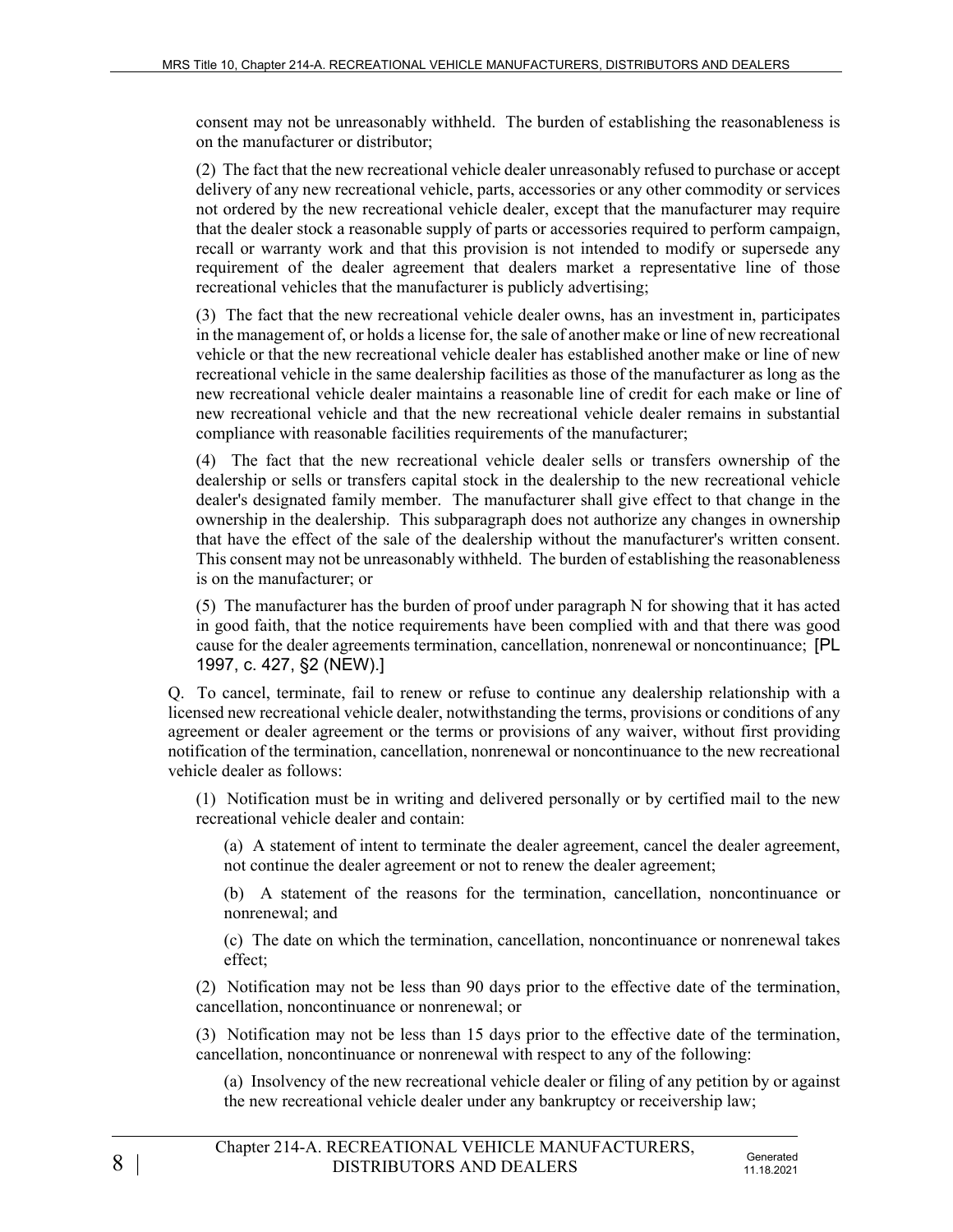consent may not be unreasonably withheld. The burden of establishing the reasonableness is on the manufacturer or distributor;

(2) The fact that the new recreational vehicle dealer unreasonably refused to purchase or accept delivery of any new recreational vehicle, parts, accessories or any other commodity or services not ordered by the new recreational vehicle dealer, except that the manufacturer may require that the dealer stock a reasonable supply of parts or accessories required to perform campaign, recall or warranty work and that this provision is not intended to modify or supersede any requirement of the dealer agreement that dealers market a representative line of those recreational vehicles that the manufacturer is publicly advertising;

(3) The fact that the new recreational vehicle dealer owns, has an investment in, participates in the management of, or holds a license for, the sale of another make or line of new recreational vehicle or that the new recreational vehicle dealer has established another make or line of new recreational vehicle in the same dealership facilities as those of the manufacturer as long as the new recreational vehicle dealer maintains a reasonable line of credit for each make or line of new recreational vehicle and that the new recreational vehicle dealer remains in substantial compliance with reasonable facilities requirements of the manufacturer;

(4) The fact that the new recreational vehicle dealer sells or transfers ownership of the dealership or sells or transfers capital stock in the dealership to the new recreational vehicle dealer's designated family member. The manufacturer shall give effect to that change in the ownership in the dealership. This subparagraph does not authorize any changes in ownership that have the effect of the sale of the dealership without the manufacturer's written consent. This consent may not be unreasonably withheld. The burden of establishing the reasonableness is on the manufacturer; or

(5) The manufacturer has the burden of proof under paragraph N for showing that it has acted in good faith, that the notice requirements have been complied with and that there was good cause for the dealer agreements termination, cancellation, nonrenewal or noncontinuance; [PL 1997, c. 427, §2 (NEW).]

Q. To cancel, terminate, fail to renew or refuse to continue any dealership relationship with a licensed new recreational vehicle dealer, notwithstanding the terms, provisions or conditions of any agreement or dealer agreement or the terms or provisions of any waiver, without first providing notification of the termination, cancellation, nonrenewal or noncontinuance to the new recreational vehicle dealer as follows:

(1) Notification must be in writing and delivered personally or by certified mail to the new recreational vehicle dealer and contain:

(a) A statement of intent to terminate the dealer agreement, cancel the dealer agreement, not continue the dealer agreement or not to renew the dealer agreement;

(b) A statement of the reasons for the termination, cancellation, noncontinuance or nonrenewal; and

(c) The date on which the termination, cancellation, noncontinuance or nonrenewal takes effect;

(2) Notification may not be less than 90 days prior to the effective date of the termination, cancellation, noncontinuance or nonrenewal; or

(3) Notification may not be less than 15 days prior to the effective date of the termination, cancellation, noncontinuance or nonrenewal with respect to any of the following:

(a) Insolvency of the new recreational vehicle dealer or filing of any petition by or against the new recreational vehicle dealer under any bankruptcy or receivership law;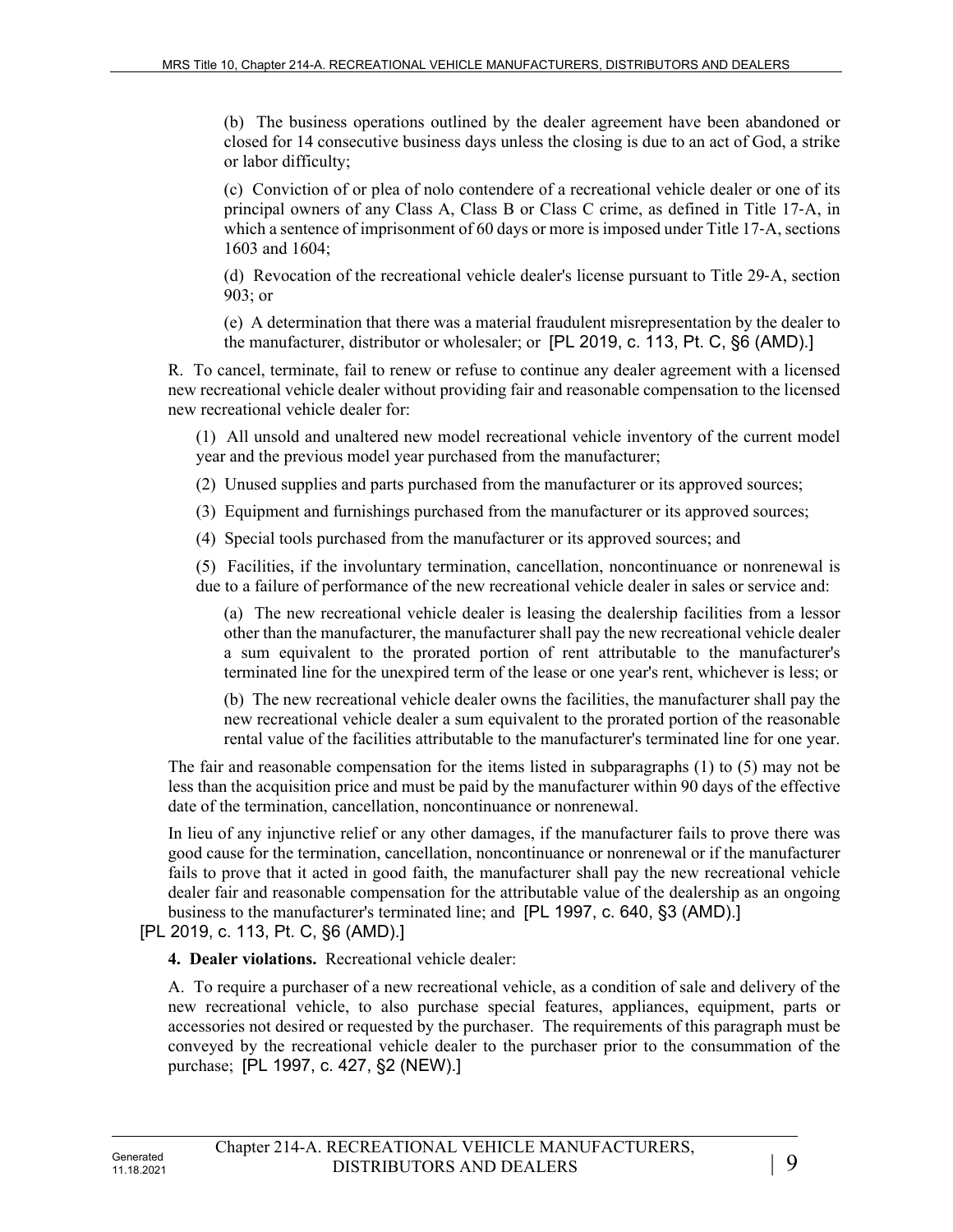(b) The business operations outlined by the dealer agreement have been abandoned or closed for 14 consecutive business days unless the closing is due to an act of God, a strike or labor difficulty;

(c) Conviction of or plea of nolo contendere of a recreational vehicle dealer or one of its principal owners of any Class A, Class B or Class C crime, as defined in Title 17-A, in which a sentence of imprisonment of 60 days or more is imposed under Title 17-A, sections 1603 and 1604;

(d) Revocation of the recreational vehicle dealer's license pursuant to Title 29-A, section 903; or

(e) A determination that there was a material fraudulent misrepresentation by the dealer to the manufacturer, distributor or wholesaler; or [PL 2019, c. 113, Pt. C, §6 (AMD).]

R. To cancel, terminate, fail to renew or refuse to continue any dealer agreement with a licensed new recreational vehicle dealer without providing fair and reasonable compensation to the licensed new recreational vehicle dealer for:

(1) All unsold and unaltered new model recreational vehicle inventory of the current model year and the previous model year purchased from the manufacturer;

(2) Unused supplies and parts purchased from the manufacturer or its approved sources;

(3) Equipment and furnishings purchased from the manufacturer or its approved sources;

(4) Special tools purchased from the manufacturer or its approved sources; and

(5) Facilities, if the involuntary termination, cancellation, noncontinuance or nonrenewal is due to a failure of performance of the new recreational vehicle dealer in sales or service and:

(a) The new recreational vehicle dealer is leasing the dealership facilities from a lessor other than the manufacturer, the manufacturer shall pay the new recreational vehicle dealer a sum equivalent to the prorated portion of rent attributable to the manufacturer's terminated line for the unexpired term of the lease or one year's rent, whichever is less; or

(b) The new recreational vehicle dealer owns the facilities, the manufacturer shall pay the new recreational vehicle dealer a sum equivalent to the prorated portion of the reasonable rental value of the facilities attributable to the manufacturer's terminated line for one year.

The fair and reasonable compensation for the items listed in subparagraphs (1) to (5) may not be less than the acquisition price and must be paid by the manufacturer within 90 days of the effective date of the termination, cancellation, noncontinuance or nonrenewal.

In lieu of any injunctive relief or any other damages, if the manufacturer fails to prove there was good cause for the termination, cancellation, noncontinuance or nonrenewal or if the manufacturer fails to prove that it acted in good faith, the manufacturer shall pay the new recreational vehicle dealer fair and reasonable compensation for the attributable value of the dealership as an ongoing business to the manufacturer's terminated line; and [PL 1997, c. 640, §3 (AMD).]

[PL 2019, c. 113, Pt. C, §6 (AMD).]

**4. Dealer violations.** Recreational vehicle dealer:

A. To require a purchaser of a new recreational vehicle, as a condition of sale and delivery of the new recreational vehicle, to also purchase special features, appliances, equipment, parts or accessories not desired or requested by the purchaser. The requirements of this paragraph must be conveyed by the recreational vehicle dealer to the purchaser prior to the consummation of the purchase; [PL 1997, c. 427, §2 (NEW).]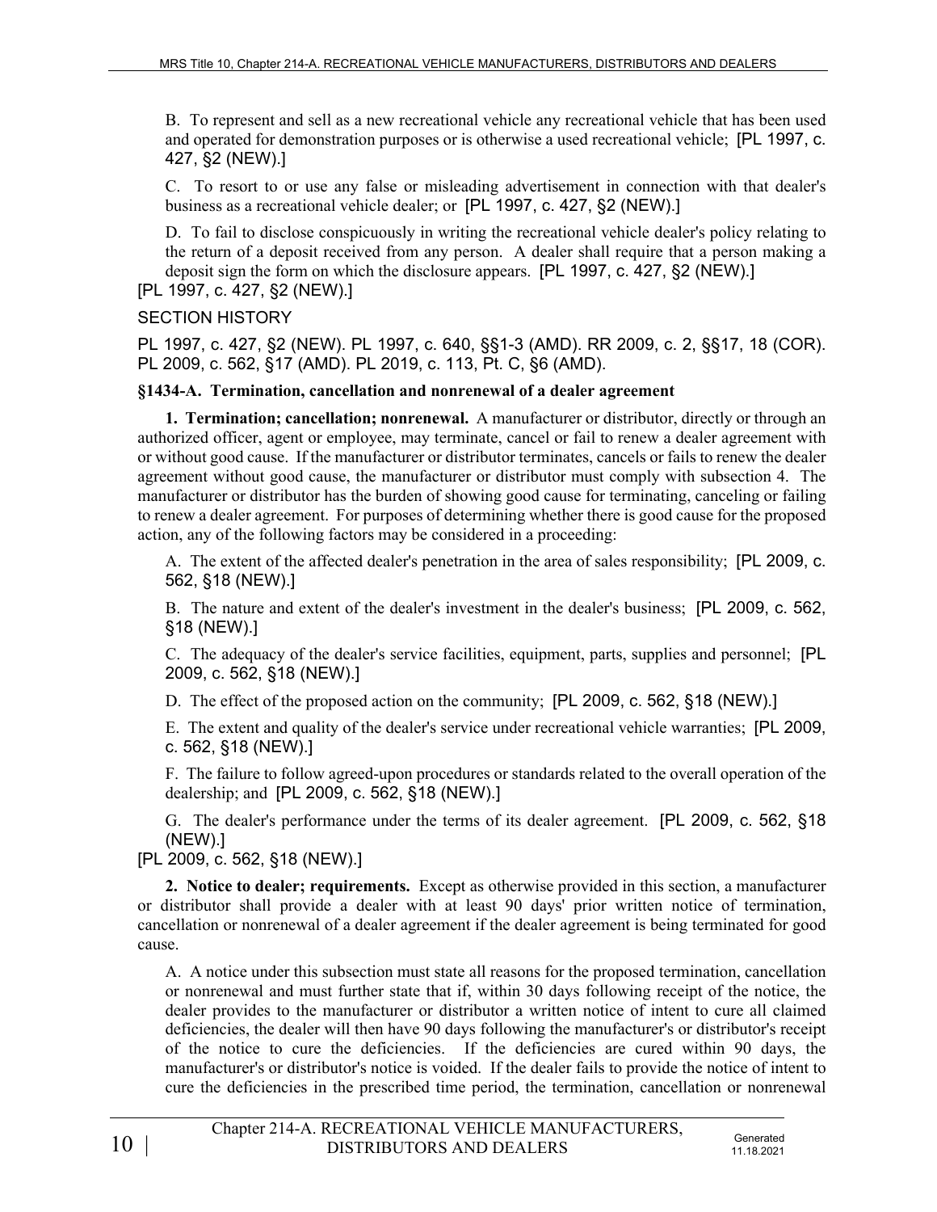B. To represent and sell as a new recreational vehicle any recreational vehicle that has been used and operated for demonstration purposes or is otherwise a used recreational vehicle; [PL 1997, c. 427, §2 (NEW).]

C. To resort to or use any false or misleading advertisement in connection with that dealer's business as a recreational vehicle dealer; or [PL 1997, c. 427, §2 (NEW).]

D. To fail to disclose conspicuously in writing the recreational vehicle dealer's policy relating to the return of a deposit received from any person. A dealer shall require that a person making a deposit sign the form on which the disclosure appears. [PL 1997, c. 427, §2 (NEW).]

[PL 1997, c. 427, §2 (NEW).]

SECTION HISTORY

PL 1997, c. 427, §2 (NEW). PL 1997, c. 640, §§1-3 (AMD). RR 2009, c. 2, §§17, 18 (COR). PL 2009, c. 562, §17 (AMD). PL 2019, c. 113, Pt. C, §6 (AMD).

**§1434-A. Termination, cancellation and nonrenewal of a dealer agreement**

**1. Termination; cancellation; nonrenewal.** A manufacturer or distributor, directly or through an authorized officer, agent or employee, may terminate, cancel or fail to renew a dealer agreement with or without good cause. If the manufacturer or distributor terminates, cancels or fails to renew the dealer agreement without good cause, the manufacturer or distributor must comply with subsection 4. The manufacturer or distributor has the burden of showing good cause for terminating, canceling or failing to renew a dealer agreement. For purposes of determining whether there is good cause for the proposed action, any of the following factors may be considered in a proceeding:

A. The extent of the affected dealer's penetration in the area of sales responsibility; [PL 2009, c. 562, §18 (NEW).]

B. The nature and extent of the dealer's investment in the dealer's business; [PL 2009, c. 562, §18 (NEW).]

C. The adequacy of the dealer's service facilities, equipment, parts, supplies and personnel; [PL 2009, c. 562, §18 (NEW).]

D. The effect of the proposed action on the community; [PL 2009, c. 562, §18 (NEW).]

E. The extent and quality of the dealer's service under recreational vehicle warranties; [PL 2009, c. 562, §18 (NEW).]

F. The failure to follow agreed-upon procedures or standards related to the overall operation of the dealership; and [PL 2009, c. 562, §18 (NEW).]

G. The dealer's performance under the terms of its dealer agreement. [PL 2009, c. 562, §18 (NEW).]

[PL 2009, c. 562, §18 (NEW).]

**2. Notice to dealer; requirements.** Except as otherwise provided in this section, a manufacturer or distributor shall provide a dealer with at least 90 days' prior written notice of termination, cancellation or nonrenewal of a dealer agreement if the dealer agreement is being terminated for good cause.

A. A notice under this subsection must state all reasons for the proposed termination, cancellation or nonrenewal and must further state that if, within 30 days following receipt of the notice, the dealer provides to the manufacturer or distributor a written notice of intent to cure all claimed deficiencies, the dealer will then have 90 days following the manufacturer's or distributor's receipt of the notice to cure the deficiencies. If the deficiencies are cured within 90 days, the manufacturer's or distributor's notice is voided. If the dealer fails to provide the notice of intent to cure the deficiencies in the prescribed time period, the termination, cancellation or nonrenewal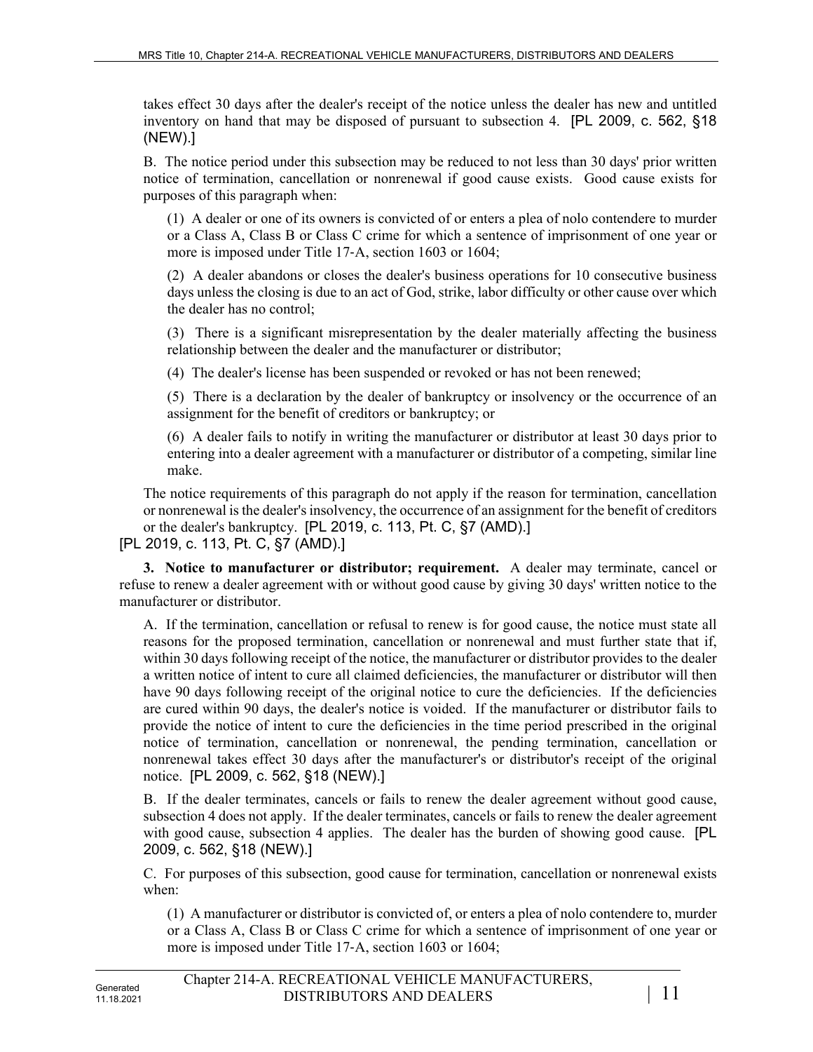takes effect 30 days after the dealer's receipt of the notice unless the dealer has new and untitled inventory on hand that may be disposed of pursuant to subsection 4. [PL 2009, c. 562, §18 (NEW).]

B. The notice period under this subsection may be reduced to not less than 30 days' prior written notice of termination, cancellation or nonrenewal if good cause exists. Good cause exists for purposes of this paragraph when:

(1) A dealer or one of its owners is convicted of or enters a plea of nolo contendere to murder or a Class A, Class B or Class C crime for which a sentence of imprisonment of one year or more is imposed under Title 17-A, section 1603 or 1604;

(2) A dealer abandons or closes the dealer's business operations for 10 consecutive business days unless the closing is due to an act of God, strike, labor difficulty or other cause over which the dealer has no control;

(3) There is a significant misrepresentation by the dealer materially affecting the business relationship between the dealer and the manufacturer or distributor;

(4) The dealer's license has been suspended or revoked or has not been renewed;

(5) There is a declaration by the dealer of bankruptcy or insolvency or the occurrence of an assignment for the benefit of creditors or bankruptcy; or

(6) A dealer fails to notify in writing the manufacturer or distributor at least 30 days prior to entering into a dealer agreement with a manufacturer or distributor of a competing, similar line make.

The notice requirements of this paragraph do not apply if the reason for termination, cancellation or nonrenewal is the dealer's insolvency, the occurrence of an assignment for the benefit of creditors or the dealer's bankruptcy. [PL 2019, c. 113, Pt. C, §7 (AMD).]

[PL 2019, c. 113, Pt. C, §7 (AMD).]

**3. Notice to manufacturer or distributor; requirement.** A dealer may terminate, cancel or refuse to renew a dealer agreement with or without good cause by giving 30 days' written notice to the manufacturer or distributor.

A. If the termination, cancellation or refusal to renew is for good cause, the notice must state all reasons for the proposed termination, cancellation or nonrenewal and must further state that if, within 30 days following receipt of the notice, the manufacturer or distributor provides to the dealer a written notice of intent to cure all claimed deficiencies, the manufacturer or distributor will then have 90 days following receipt of the original notice to cure the deficiencies. If the deficiencies are cured within 90 days, the dealer's notice is voided. If the manufacturer or distributor fails to provide the notice of intent to cure the deficiencies in the time period prescribed in the original notice of termination, cancellation or nonrenewal, the pending termination, cancellation or nonrenewal takes effect 30 days after the manufacturer's or distributor's receipt of the original notice. [PL 2009, c. 562, §18 (NEW).]

B. If the dealer terminates, cancels or fails to renew the dealer agreement without good cause, subsection 4 does not apply. If the dealer terminates, cancels or fails to renew the dealer agreement with good cause, subsection 4 applies. The dealer has the burden of showing good cause. [PL 2009, c. 562, §18 (NEW).]

C. For purposes of this subsection, good cause for termination, cancellation or nonrenewal exists when:

(1) A manufacturer or distributor is convicted of, or enters a plea of nolo contendere to, murder or a Class A, Class B or Class C crime for which a sentence of imprisonment of one year or more is imposed under Title 17-A, section 1603 or 1604;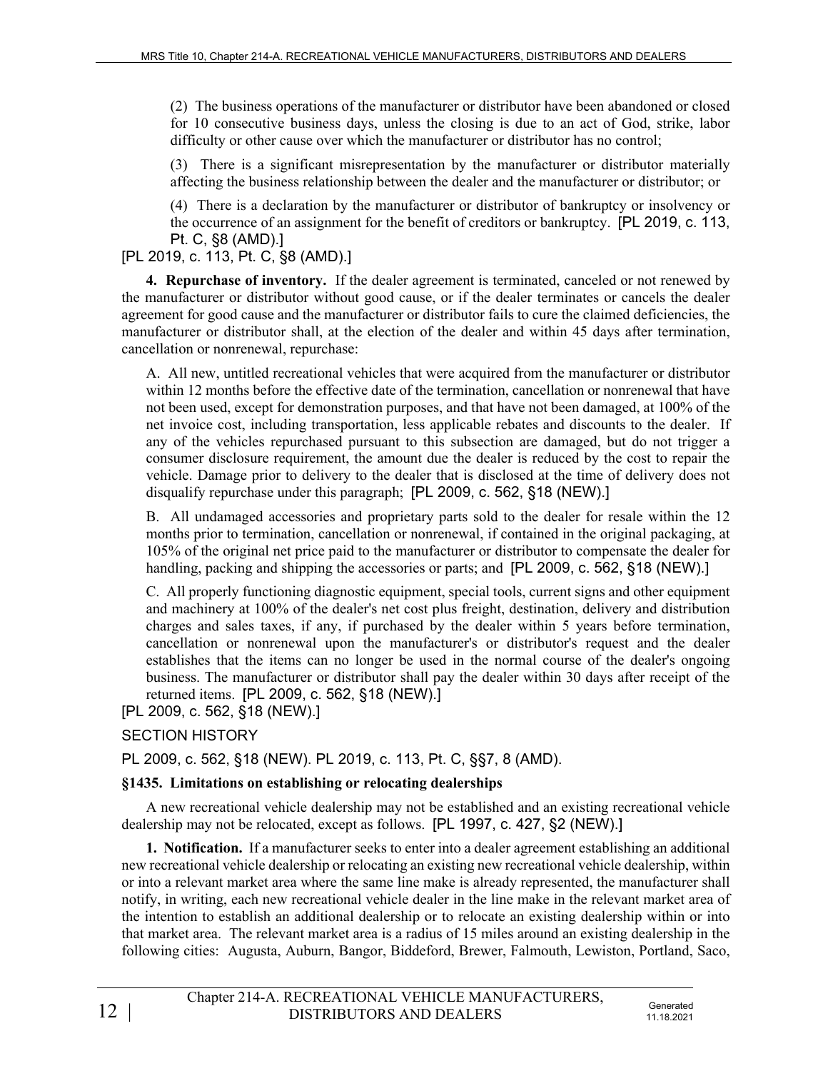(2) The business operations of the manufacturer or distributor have been abandoned or closed for 10 consecutive business days, unless the closing is due to an act of God, strike, labor difficulty or other cause over which the manufacturer or distributor has no control;

(3) There is a significant misrepresentation by the manufacturer or distributor materially affecting the business relationship between the dealer and the manufacturer or distributor; or

(4) There is a declaration by the manufacturer or distributor of bankruptcy or insolvency or the occurrence of an assignment for the benefit of creditors or bankruptcy. [PL 2019, c. 113, Pt. C, §8 (AMD).]

[PL 2019, c. 113, Pt. C, §8 (AMD).]

**4. Repurchase of inventory.** If the dealer agreement is terminated, canceled or not renewed by the manufacturer or distributor without good cause, or if the dealer terminates or cancels the dealer agreement for good cause and the manufacturer or distributor fails to cure the claimed deficiencies, the manufacturer or distributor shall, at the election of the dealer and within 45 days after termination, cancellation or nonrenewal, repurchase:

A. All new, untitled recreational vehicles that were acquired from the manufacturer or distributor within 12 months before the effective date of the termination, cancellation or nonrenewal that have not been used, except for demonstration purposes, and that have not been damaged, at 100% of the net invoice cost, including transportation, less applicable rebates and discounts to the dealer. If any of the vehicles repurchased pursuant to this subsection are damaged, but do not trigger a consumer disclosure requirement, the amount due the dealer is reduced by the cost to repair the vehicle. Damage prior to delivery to the dealer that is disclosed at the time of delivery does not disqualify repurchase under this paragraph; [PL 2009, c. 562, §18 (NEW).]

B. All undamaged accessories and proprietary parts sold to the dealer for resale within the 12 months prior to termination, cancellation or nonrenewal, if contained in the original packaging, at 105% of the original net price paid to the manufacturer or distributor to compensate the dealer for handling, packing and shipping the accessories or parts; and [PL 2009, c. 562, §18 (NEW).]

C. All properly functioning diagnostic equipment, special tools, current signs and other equipment and machinery at 100% of the dealer's net cost plus freight, destination, delivery and distribution charges and sales taxes, if any, if purchased by the dealer within 5 years before termination, cancellation or nonrenewal upon the manufacturer's or distributor's request and the dealer establishes that the items can no longer be used in the normal course of the dealer's ongoing business. The manufacturer or distributor shall pay the dealer within 30 days after receipt of the returned items. [PL 2009, c. 562, §18 (NEW).]

[PL 2009, c. 562, §18 (NEW).]

SECTION HISTORY

PL 2009, c. 562, §18 (NEW). PL 2019, c. 113, Pt. C, §§7, 8 (AMD).

### §1435. Limitations on establishing or relocating dealerships

A new recreational vehicle dealership may not be established and an existing recreational vehicle dealership may not be relocated, except as follows. [PL 1997, c. 427, §2 (NEW).]

**1. Notification.** If a manufacturer seeks to enter into a dealer agreement establishing an additional new recreational vehicle dealership or relocating an existing new recreational vehicle dealership, within or into a relevant market area where the same line make is already represented, the manufacturer shall notify, in writing, each new recreational vehicle dealer in the line make in the relevant market area of the intention to establish an additional dealership or to relocate an existing dealership within or into that market area. The relevant market area is a radius of 15 miles around an existing dealership in the following cities: Augusta, Auburn, Bangor, Biddeford, Brewer, Falmouth, Lewiston, Portland, Saco,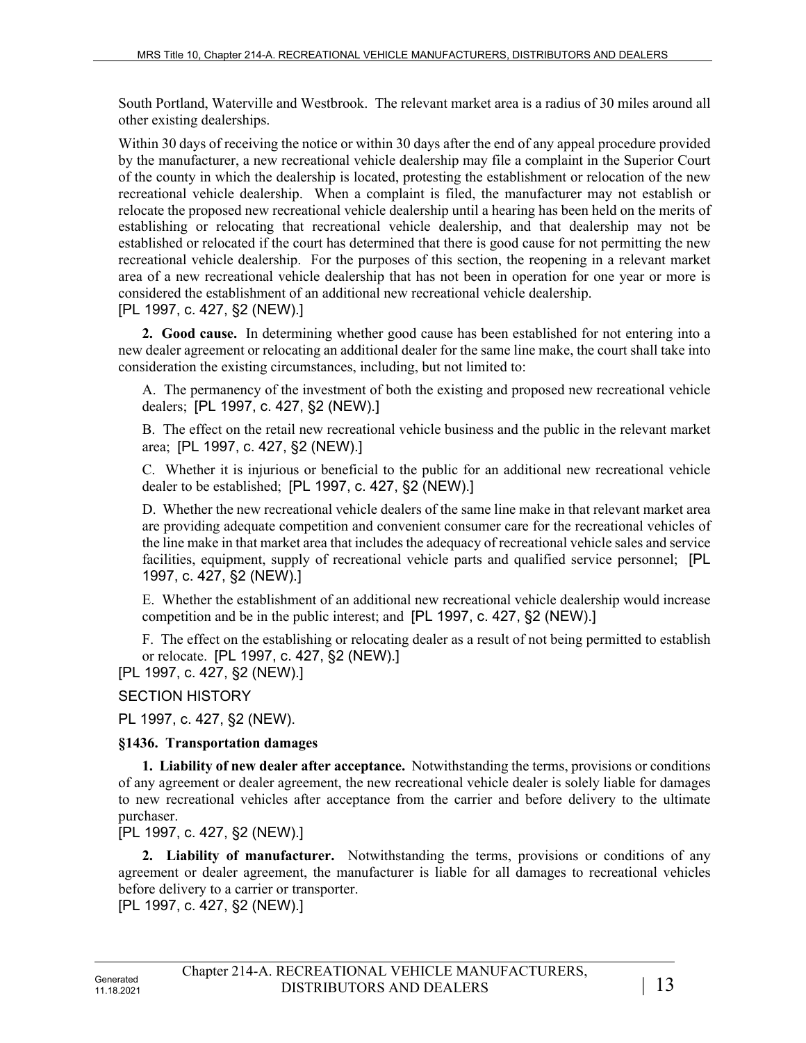South Portland, Waterville and Westbrook. The relevant market area is a radius of 30 miles around all other existing dealerships.

Within 30 days of receiving the notice or within 30 days after the end of any appeal procedure provided by the manufacturer, a new recreational vehicle dealership may file a complaint in the Superior Court of the county in which the dealership is located, protesting the establishment or relocation of the new recreational vehicle dealership. When a complaint is filed, the manufacturer may not establish or relocate the proposed new recreational vehicle dealership until a hearing has been held on the merits of establishing or relocating that recreational vehicle dealership, and that dealership may not be established or relocated if the court has determined that there is good cause for not permitting the new recreational vehicle dealership. For the purposes of this section, the reopening in a relevant market area of a new recreational vehicle dealership that has not been in operation for one year or more is considered the establishment of an additional new recreational vehicle dealership.
[PL 1997, c. 427, §2 (NEW).]

**2. Good cause.** In determining whether good cause has been established for not entering into a new dealer agreement or relocating an additional dealer for the same line make, the court shall take into consideration the existing circumstances, including, but not limited to:

A. The permanency of the investment of both the existing and proposed new recreational vehicle dealers; [PL 1997, c. 427, §2 (NEW).]

B. The effect on the retail new recreational vehicle business and the public in the relevant market area; [PL 1997, c. 427, §2 (NEW).]

C. Whether it is injurious or beneficial to the public for an additional new recreational vehicle dealer to be established; [PL 1997, c. 427, §2 (NEW).]

D. Whether the new recreational vehicle dealers of the same line make in that relevant market area are providing adequate competition and convenient consumer care for the recreational vehicles of the line make in that market area that includes the adequacy of recreational vehicle sales and service facilities, equipment, supply of recreational vehicle parts and qualified service personnel; [PL 1997, c. 427, §2 (NEW).]

E. Whether the establishment of an additional new recreational vehicle dealership would increase competition and be in the public interest; and [PL 1997, c. 427, §2 (NEW).]

F. The effect on the establishing or relocating dealer as a result of not being permitted to establish or relocate. [PL 1997, c. 427, §2 (NEW).]

[PL 1997, c. 427, §2 (NEW).]

SECTION HISTORY

PL 1997, c. 427, §2 (NEW).

### §1436. Transportation damages

**1. Liability of new dealer after acceptance.** Notwithstanding the terms, provisions or conditions of any agreement or dealer agreement, the new recreational vehicle dealer is solely liable for damages to new recreational vehicles after acceptance from the carrier and before delivery to the ultimate purchaser.
[PL 1997, c. 427, §2 (NEW).]

**2. Liability of manufacturer.** Notwithstanding the terms, provisions or conditions of any agreement or dealer agreement, the manufacturer is liable for all damages to recreational vehicles before delivery to a carrier or transporter.
[PL 1997, c. 427, §2 (NEW).]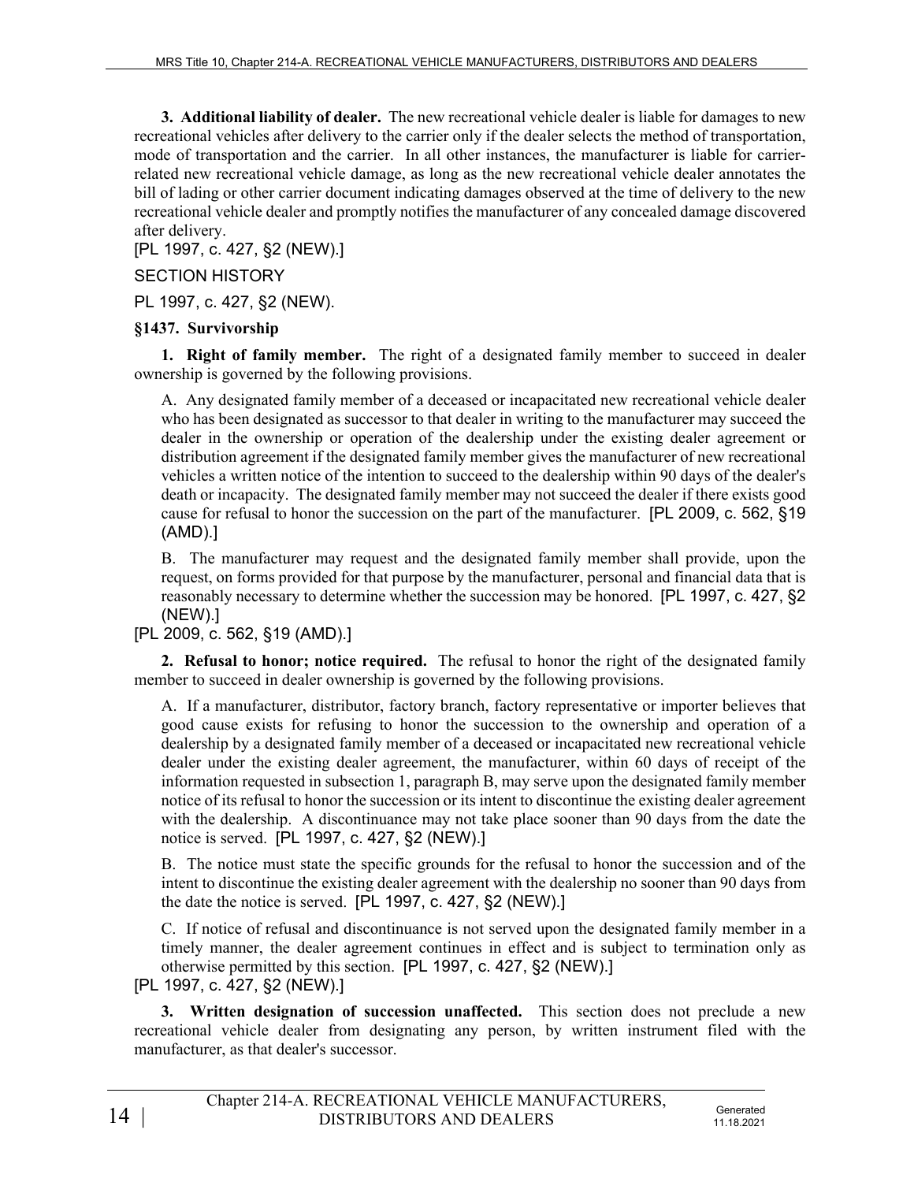**3. Additional liability of dealer.** The new recreational vehicle dealer is liable for damages to new recreational vehicles after delivery to the carrier only if the dealer selects the method of transportation, mode of transportation and the carrier. In all other instances, the manufacturer is liable for carrier-related new recreational vehicle damage, as long as the new recreational vehicle dealer annotates the bill of lading or other carrier document indicating damages observed at the time of delivery to the new recreational vehicle dealer and promptly notifies the manufacturer of any concealed damage discovered after delivery.

[PL 1997, c. 427, §2 (NEW).]

SECTION HISTORY

PL 1997, c. 427, §2 (NEW).

### §1437. Survivorship

**1. Right of family member.** The right of a designated family member to succeed in dealer ownership is governed by the following provisions.

A. Any designated family member of a deceased or incapacitated new recreational vehicle dealer who has been designated as successor to that dealer in writing to the manufacturer may succeed the dealer in the ownership or operation of the dealership under the existing dealer agreement or distribution agreement if the designated family member gives the manufacturer of new recreational vehicles a written notice of the intention to succeed to the dealership within 90 days of the dealer's death or incapacity. The designated family member may not succeed the dealer if there exists good cause for refusal to honor the succession on the part of the manufacturer. [PL 2009, c. 562, §19 (AMD).]

B. The manufacturer may request and the designated family member shall provide, upon the request, on forms provided for that purpose by the manufacturer, personal and financial data that is reasonably necessary to determine whether the succession may be honored. [PL 1997, c. 427, §2 (NEW).]

[PL 2009, c. 562, §19 (AMD).]

**2. Refusal to honor; notice required.** The refusal to honor the right of the designated family member to succeed in dealer ownership is governed by the following provisions.

A. If a manufacturer, distributor, factory branch, factory representative or importer believes that good cause exists for refusing to honor the succession to the ownership and operation of a dealership by a designated family member of a deceased or incapacitated new recreational vehicle dealer under the existing dealer agreement, the manufacturer, within 60 days of receipt of the information requested in subsection 1, paragraph B, may serve upon the designated family member notice of its refusal to honor the succession or its intent to discontinue the existing dealer agreement with the dealership. A discontinuance may not take place sooner than 90 days from the date the notice is served. [PL 1997, c. 427, §2 (NEW).]

B. The notice must state the specific grounds for the refusal to honor the succession and of the intent to discontinue the existing dealer agreement with the dealership no sooner than 90 days from the date the notice is served. [PL 1997, c. 427, §2 (NEW).]

C. If notice of refusal and discontinuance is not served upon the designated family member in a timely manner, the dealer agreement continues in effect and is subject to termination only as otherwise permitted by this section. [PL 1997, c. 427, §2 (NEW).]

[PL 1997, c. 427, §2 (NEW).]

**3. Written designation of succession unaffected.** This section does not preclude a new recreational vehicle dealer from designating any person, by written instrument filed with the manufacturer, as that dealer's successor.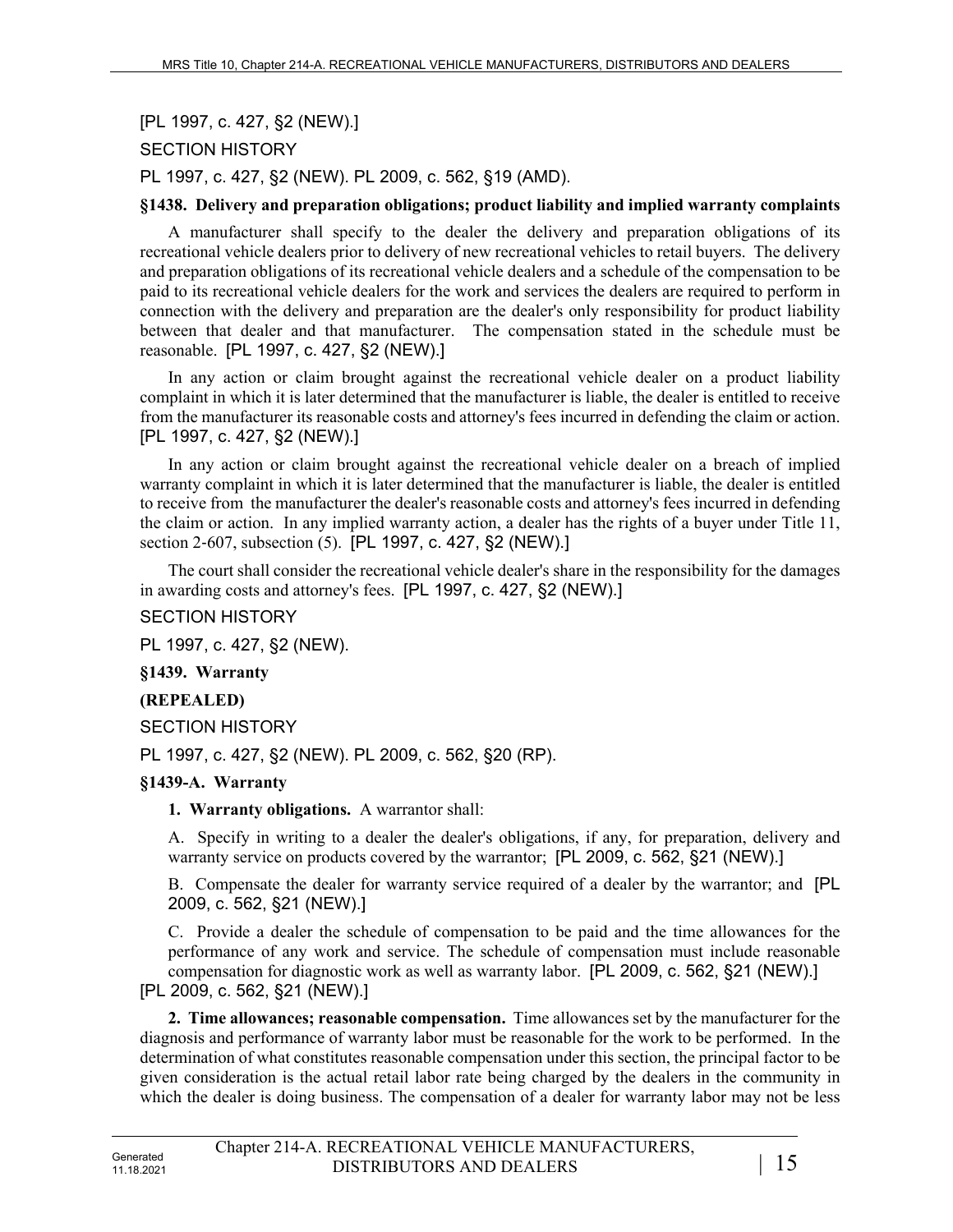[PL 1997, c. 427, §2 (NEW).]

SECTION HISTORY

PL 1997, c. 427, §2 (NEW). PL 2009, c. 562, §19 (AMD).

### §1438. Delivery and preparation obligations; product liability and implied warranty complaints

A manufacturer shall specify to the dealer the delivery and preparation obligations of its recreational vehicle dealers prior to delivery of new recreational vehicles to retail buyers. The delivery and preparation obligations of its recreational vehicle dealers and a schedule of the compensation to be paid to its recreational vehicle dealers for the work and services the dealers are required to perform in connection with the delivery and preparation are the dealer's only responsibility for product liability between that dealer and that manufacturer. The compensation stated in the schedule must be reasonable. [PL 1997, c. 427, §2 (NEW).]

In any action or claim brought against the recreational vehicle dealer on a product liability complaint in which it is later determined that the manufacturer is liable, the dealer is entitled to receive from the manufacturer its reasonable costs and attorney's fees incurred in defending the claim or action. [PL 1997, c. 427, §2 (NEW).]

In any action or claim brought against the recreational vehicle dealer on a breach of implied warranty complaint in which it is later determined that the manufacturer is liable, the dealer is entitled to receive from the manufacturer the dealer's reasonable costs and attorney's fees incurred in defending the claim or action. In any implied warranty action, a dealer has the rights of a buyer under Title 11, section 2-607, subsection (5). [PL 1997, c. 427, §2 (NEW).]

The court shall consider the recreational vehicle dealer's share in the responsibility for the damages in awarding costs and attorney's fees. [PL 1997, c. 427, §2 (NEW).]

SECTION HISTORY

PL 1997, c. 427, §2 (NEW).

### §1439. Warranty

**(REPEALED)**

SECTION HISTORY

PL 1997, c. 427, §2 (NEW). PL 2009, c. 562, §20 (RP).

### §1439-A. Warranty

**1. Warranty obligations.** A warrantor shall:

A. Specify in writing to a dealer the dealer's obligations, if any, for preparation, delivery and warranty service on products covered by the warrantor; [PL 2009, c. 562, §21 (NEW).]

B. Compensate the dealer for warranty service required of a dealer by the warrantor; and [PL 2009, c. 562, §21 (NEW).]

C. Provide a dealer the schedule of compensation to be paid and the time allowances for the performance of any work and service. The schedule of compensation must include reasonable compensation for diagnostic work as well as warranty labor. [PL 2009, c. 562, §21 (NEW).]

[PL 2009, c. 562, §21 (NEW).]

**2. Time allowances; reasonable compensation.** Time allowances set by the manufacturer for the diagnosis and performance of warranty labor must be reasonable for the work to be performed. In the determination of what constitutes reasonable compensation under this section, the principal factor to be given consideration is the actual retail labor rate being charged by the dealers in the community in which the dealer is doing business. The compensation of a dealer for warranty labor may not be less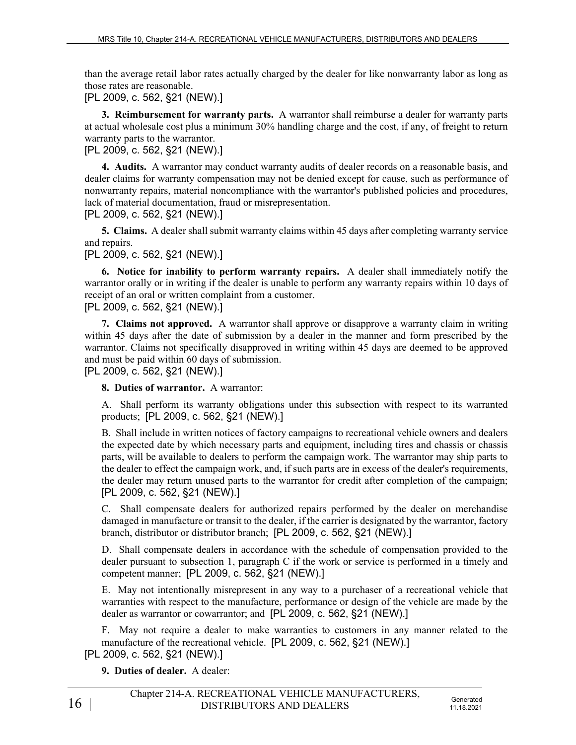than the average retail labor rates actually charged by the dealer for like nonwarranty labor as long as those rates are reasonable.

[PL 2009, c. 562, §21 (NEW).]

**3. Reimbursement for warranty parts.** A warrantor shall reimburse a dealer for warranty parts at actual wholesale cost plus a minimum 30% handling charge and the cost, if any, of freight to return warranty parts to the warrantor.

[PL 2009, c. 562, §21 (NEW).]

**4. Audits.** A warrantor may conduct warranty audits of dealer records on a reasonable basis, and dealer claims for warranty compensation may not be denied except for cause, such as performance of nonwarranty repairs, material noncompliance with the warrantor's published policies and procedures, lack of material documentation, fraud or misrepresentation.

[PL 2009, c. 562, §21 (NEW).]

**5. Claims.** A dealer shall submit warranty claims within 45 days after completing warranty service and repairs.

[PL 2009, c. 562, §21 (NEW).]

**6. Notice for inability to perform warranty repairs.** A dealer shall immediately notify the warrantor orally or in writing if the dealer is unable to perform any warranty repairs within 10 days of receipt of an oral or written complaint from a customer.

[PL 2009, c. 562, §21 (NEW).]

**7. Claims not approved.** A warrantor shall approve or disapprove a warranty claim in writing within 45 days after the date of submission by a dealer in the manner and form prescribed by the warrantor. Claims not specifically disapproved in writing within 45 days are deemed to be approved and must be paid within 60 days of submission.

[PL 2009, c. 562, §21 (NEW).]

**8. Duties of warrantor.** A warrantor:

A. Shall perform its warranty obligations under this subsection with respect to its warranted products; [PL 2009, c. 562, §21 (NEW).]

B. Shall include in written notices of factory campaigns to recreational vehicle owners and dealers the expected date by which necessary parts and equipment, including tires and chassis or chassis parts, will be available to dealers to perform the campaign work. The warrantor may ship parts to the dealer to effect the campaign work, and, if such parts are in excess of the dealer's requirements, the dealer may return unused parts to the warrantor for credit after completion of the campaign; [PL 2009, c. 562, §21 (NEW).]

C. Shall compensate dealers for authorized repairs performed by the dealer on merchandise damaged in manufacture or transit to the dealer, if the carrier is designated by the warrantor, factory branch, distributor or distributor branch; [PL 2009, c. 562, §21 (NEW).]

D. Shall compensate dealers in accordance with the schedule of compensation provided to the dealer pursuant to subsection 1, paragraph C if the work or service is performed in a timely and competent manner; [PL 2009, c. 562, §21 (NEW).]

E. May not intentionally misrepresent in any way to a purchaser of a recreational vehicle that warranties with respect to the manufacture, performance or design of the vehicle are made by the dealer as warrantor or cowarrantor; and [PL 2009, c. 562, §21 (NEW).]

F. May not require a dealer to make warranties to customers in any manner related to the manufacture of the recreational vehicle. [PL 2009, c. 562, §21 (NEW).]

[PL 2009, c. 562, §21 (NEW).]

**9. Duties of dealer.** A dealer: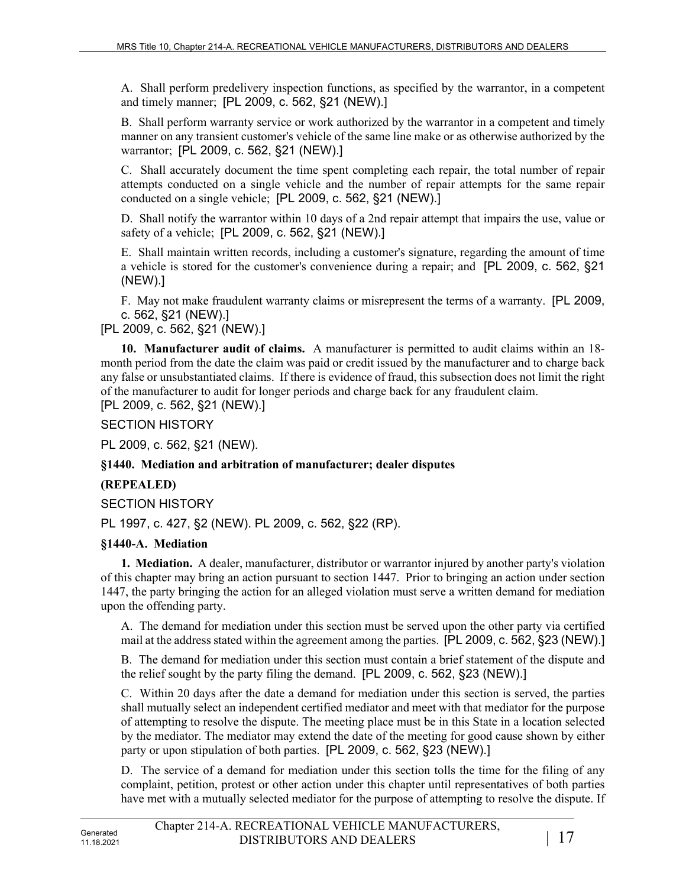A. Shall perform predelivery inspection functions, as specified by the warrantor, in a competent and timely manner; [PL 2009, c. 562, §21 (NEW).]

B. Shall perform warranty service or work authorized by the warrantor in a competent and timely manner on any transient customer's vehicle of the same line make or as otherwise authorized by the warrantor; [PL 2009, c. 562, §21 (NEW).]

C. Shall accurately document the time spent completing each repair, the total number of repair attempts conducted on a single vehicle and the number of repair attempts for the same repair conducted on a single vehicle; [PL 2009, c. 562, §21 (NEW).]

D. Shall notify the warrantor within 10 days of a 2nd repair attempt that impairs the use, value or safety of a vehicle; [PL 2009, c. 562, §21 (NEW).]

E. Shall maintain written records, including a customer's signature, regarding the amount of time a vehicle is stored for the customer's convenience during a repair; and [PL 2009, c. 562, §21 (NEW).]

F. May not make fraudulent warranty claims or misrepresent the terms of a warranty. [PL 2009, c. 562, §21 (NEW).]

[PL 2009, c. 562, §21 (NEW).]

**10. Manufacturer audit of claims.** A manufacturer is permitted to audit claims within an 18-month period from the date the claim was paid or credit issued by the manufacturer and to charge back any false or unsubstantiated claims. If there is evidence of fraud, this subsection does not limit the right of the manufacturer to audit for longer periods and charge back for any fraudulent claim.

[PL 2009, c. 562, §21 (NEW).]

SECTION HISTORY

PL 2009, c. 562, §21 (NEW).

### §1440. Mediation and arbitration of manufacturer; dealer disputes

**(REPEALED)**

SECTION HISTORY

PL 1997, c. 427, §2 (NEW). PL 2009, c. 562, §22 (RP).

### §1440-A. Mediation

**1. Mediation.** A dealer, manufacturer, distributor or warrantor injured by another party's violation of this chapter may bring an action pursuant to section 1447. Prior to bringing an action under section 1447, the party bringing the action for an alleged violation must serve a written demand for mediation upon the offending party.

A. The demand for mediation under this section must be served upon the other party via certified mail at the address stated within the agreement among the parties. [PL 2009, c. 562, §23 (NEW).]

B. The demand for mediation under this section must contain a brief statement of the dispute and the relief sought by the party filing the demand. [PL 2009, c. 562, §23 (NEW).]

C. Within 20 days after the date a demand for mediation under this section is served, the parties shall mutually select an independent certified mediator and meet with that mediator for the purpose of attempting to resolve the dispute. The meeting place must be in this State in a location selected by the mediator. The mediator may extend the date of the meeting for good cause shown by either party or upon stipulation of both parties. [PL 2009, c. 562, §23 (NEW).]

D. The service of a demand for mediation under this section tolls the time for the filing of any complaint, petition, protest or other action under this chapter until representatives of both parties have met with a mutually selected mediator for the purpose of attempting to resolve the dispute. If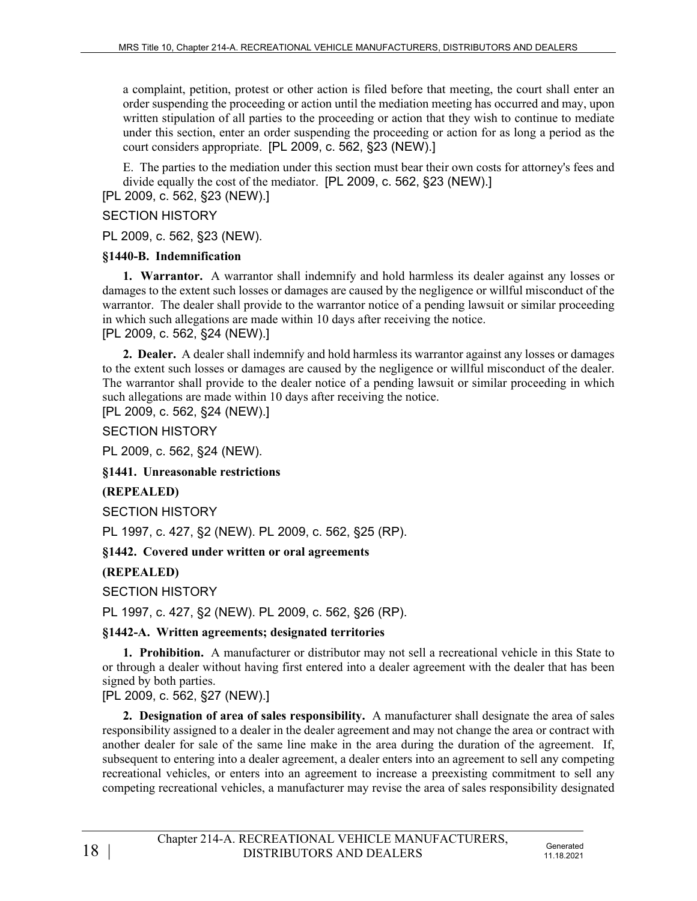a complaint, petition, protest or other action is filed before that meeting, the court shall enter an order suspending the proceeding or action until the mediation meeting has occurred and may, upon written stipulation of all parties to the proceeding or action that they wish to continue to mediate under this section, enter an order suspending the proceeding or action for as long a period as the court considers appropriate. [PL 2009, c. 562, §23 (NEW).]

E. The parties to the mediation under this section must bear their own costs for attorney's fees and divide equally the cost of the mediator. [PL 2009, c. 562, §23 (NEW).]

[PL 2009, c. 562, §23 (NEW).]

SECTION HISTORY

PL 2009, c. 562, §23 (NEW).

**§1440-B. Indemnification**

**1. Warrantor.** A warrantor shall indemnify and hold harmless its dealer against any losses or damages to the extent such losses or damages are caused by the negligence or willful misconduct of the warrantor. The dealer shall provide to the warrantor notice of a pending lawsuit or similar proceeding in which such allegations are made within 10 days after receiving the notice.

[PL 2009, c. 562, §24 (NEW).]

**2. Dealer.** A dealer shall indemnify and hold harmless its warrantor against any losses or damages to the extent such losses or damages are caused by the negligence or willful misconduct of the dealer. The warrantor shall provide to the dealer notice of a pending lawsuit or similar proceeding in which such allegations are made within 10 days after receiving the notice.

[PL 2009, c. 562, §24 (NEW).]

SECTION HISTORY

PL 2009, c. 562, §24 (NEW).

**§1441. Unreasonable restrictions**

**(REPEALED)**

SECTION HISTORY

PL 1997, c. 427, §2 (NEW). PL 2009, c. 562, §25 (RP).

**§1442. Covered under written or oral agreements**

**(REPEALED)**

SECTION HISTORY

PL 1997, c. 427, §2 (NEW). PL 2009, c. 562, §26 (RP).

**§1442-A. Written agreements; designated territories**

**1. Prohibition.** A manufacturer or distributor may not sell a recreational vehicle in this State to or through a dealer without having first entered into a dealer agreement with the dealer that has been signed by both parties.

[PL 2009, c. 562, §27 (NEW).]

**2. Designation of area of sales responsibility.** A manufacturer shall designate the area of sales responsibility assigned to a dealer in the dealer agreement and may not change the area or contract with another dealer for sale of the same line make in the area during the duration of the agreement. If, subsequent to entering into a dealer agreement, a dealer enters into an agreement to sell any competing recreational vehicles, or enters into an agreement to increase a preexisting commitment to sell any competing recreational vehicles, a manufacturer may revise the area of sales responsibility designated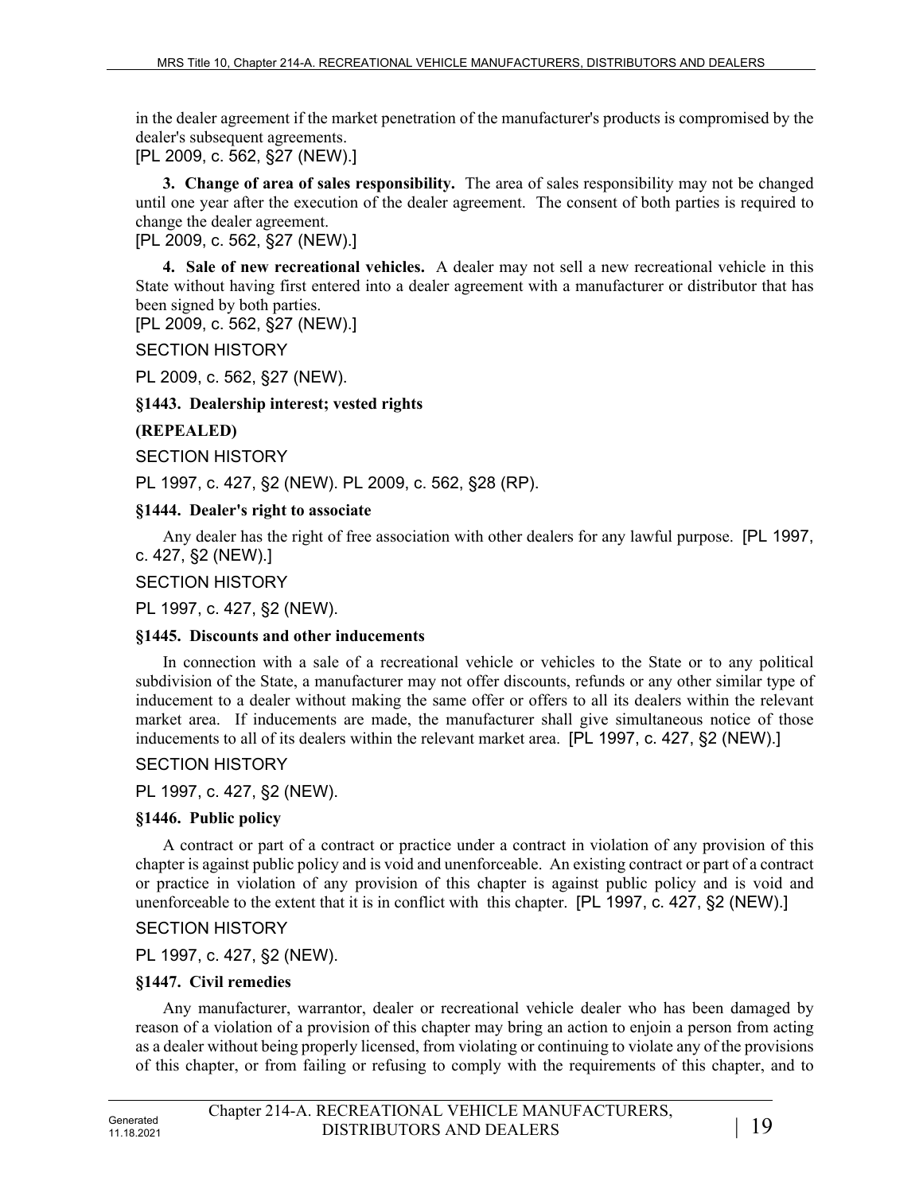in the dealer agreement if the market penetration of the manufacturer's products is compromised by the dealer's subsequent agreements.

[PL 2009, c. 562, §27 (NEW).]

**3. Change of area of sales responsibility.** The area of sales responsibility may not be changed until one year after the execution of the dealer agreement. The consent of both parties is required to change the dealer agreement.

[PL 2009, c. 562, §27 (NEW).]

**4. Sale of new recreational vehicles.** A dealer may not sell a new recreational vehicle in this State without having first entered into a dealer agreement with a manufacturer or distributor that has been signed by both parties.

[PL 2009, c. 562, §27 (NEW).]

SECTION HISTORY

PL 2009, c. 562, §27 (NEW).

**§1443. Dealership interest; vested rights**

**(REPEALED)**

SECTION HISTORY

PL 1997, c. 427, §2 (NEW). PL 2009, c. 562, §28 (RP).

**§1444. Dealer's right to associate**

Any dealer has the right of free association with other dealers for any lawful purpose. [PL 1997, c. 427, §2 (NEW).]

SECTION HISTORY

PL 1997, c. 427, §2 (NEW).

**§1445. Discounts and other inducements**

In connection with a sale of a recreational vehicle or vehicles to the State or to any political subdivision of the State, a manufacturer may not offer discounts, refunds or any other similar type of inducement to a dealer without making the same offer or offers to all its dealers within the relevant market area. If inducements are made, the manufacturer shall give simultaneous notice of those inducements to all of its dealers within the relevant market area. [PL 1997, c. 427, §2 (NEW).]

SECTION HISTORY

PL 1997, c. 427, §2 (NEW).

**§1446. Public policy**

A contract or part of a contract or practice under a contract in violation of any provision of this chapter is against public policy and is void and unenforceable. An existing contract or part of a contract or practice in violation of any provision of this chapter is against public policy and is void and unenforceable to the extent that it is in conflict with this chapter. [PL 1997, c. 427, §2 (NEW).]

SECTION HISTORY

PL 1997, c. 427, §2 (NEW).

**§1447. Civil remedies**

Any manufacturer, warrantor, dealer or recreational vehicle dealer who has been damaged by reason of a violation of a provision of this chapter may bring an action to enjoin a person from acting as a dealer without being properly licensed, from violating or continuing to violate any of the provisions of this chapter, or from failing or refusing to comply with the requirements of this chapter, and to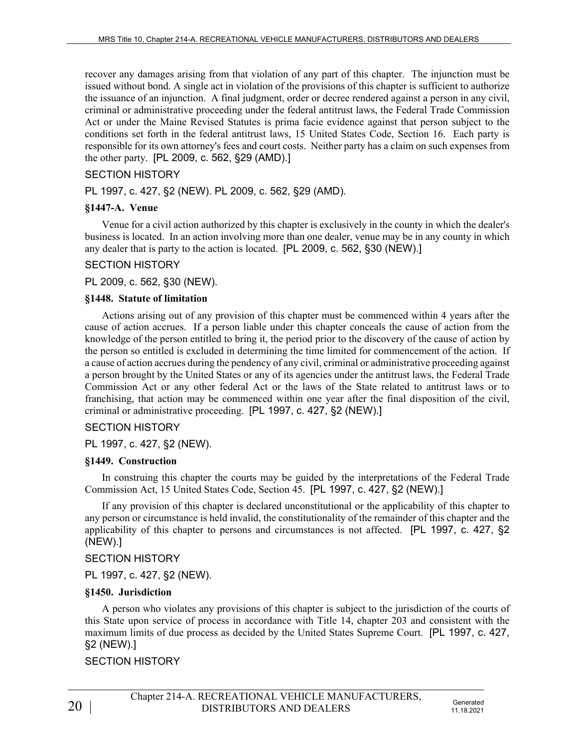recover any damages arising from that violation of any part of this chapter. The injunction must be issued without bond. A single act in violation of the provisions of this chapter is sufficient to authorize the issuance of an injunction. A final judgment, order or decree rendered against a person in any civil, criminal or administrative proceeding under the federal antitrust laws, the Federal Trade Commission Act or under the Maine Revised Statutes is prima facie evidence against that person subject to the conditions set forth in the federal antitrust laws, 15 United States Code, Section 16. Each party is responsible for its own attorney's fees and court costs. Neither party has a claim on such expenses from the other party. [PL 2009, c. 562, §29 (AMD).]

SECTION HISTORY

PL 1997, c. 427, §2 (NEW). PL 2009, c. 562, §29 (AMD).

**§1447-A. Venue**

Venue for a civil action authorized by this chapter is exclusively in the county in which the dealer's business is located. In an action involving more than one dealer, venue may be in any county in which any dealer that is party to the action is located. [PL 2009, c. 562, §30 (NEW).]

SECTION HISTORY

PL 2009, c. 562, §30 (NEW).

**§1448. Statute of limitation**

Actions arising out of any provision of this chapter must be commenced within 4 years after the cause of action accrues. If a person liable under this chapter conceals the cause of action from the knowledge of the person entitled to bring it, the period prior to the discovery of the cause of action by the person so entitled is excluded in determining the time limited for commencement of the action. If a cause of action accrues during the pendency of any civil, criminal or administrative proceeding against a person brought by the United States or any of its agencies under the antitrust laws, the Federal Trade Commission Act or any other federal Act or the laws of the State related to antitrust laws or to franchising, that action may be commenced within one year after the final disposition of the civil, criminal or administrative proceeding. [PL 1997, c. 427, §2 (NEW).]

SECTION HISTORY

PL 1997, c. 427, §2 (NEW).

**§1449. Construction**

In construing this chapter the courts may be guided by the interpretations of the Federal Trade Commission Act, 15 United States Code, Section 45. [PL 1997, c. 427, §2 (NEW).]

If any provision of this chapter is declared unconstitutional or the applicability of this chapter to any person or circumstance is held invalid, the constitutionality of the remainder of this chapter and the applicability of this chapter to persons and circumstances is not affected. [PL 1997, c. 427, §2 (NEW).]

SECTION HISTORY

PL 1997, c. 427, §2 (NEW).

**§1450. Jurisdiction**

A person who violates any provisions of this chapter is subject to the jurisdiction of the courts of this State upon service of process in accordance with Title 14, chapter 203 and consistent with the maximum limits of due process as decided by the United States Supreme Court. [PL 1997, c. 427, §2 (NEW).]

SECTION HISTORY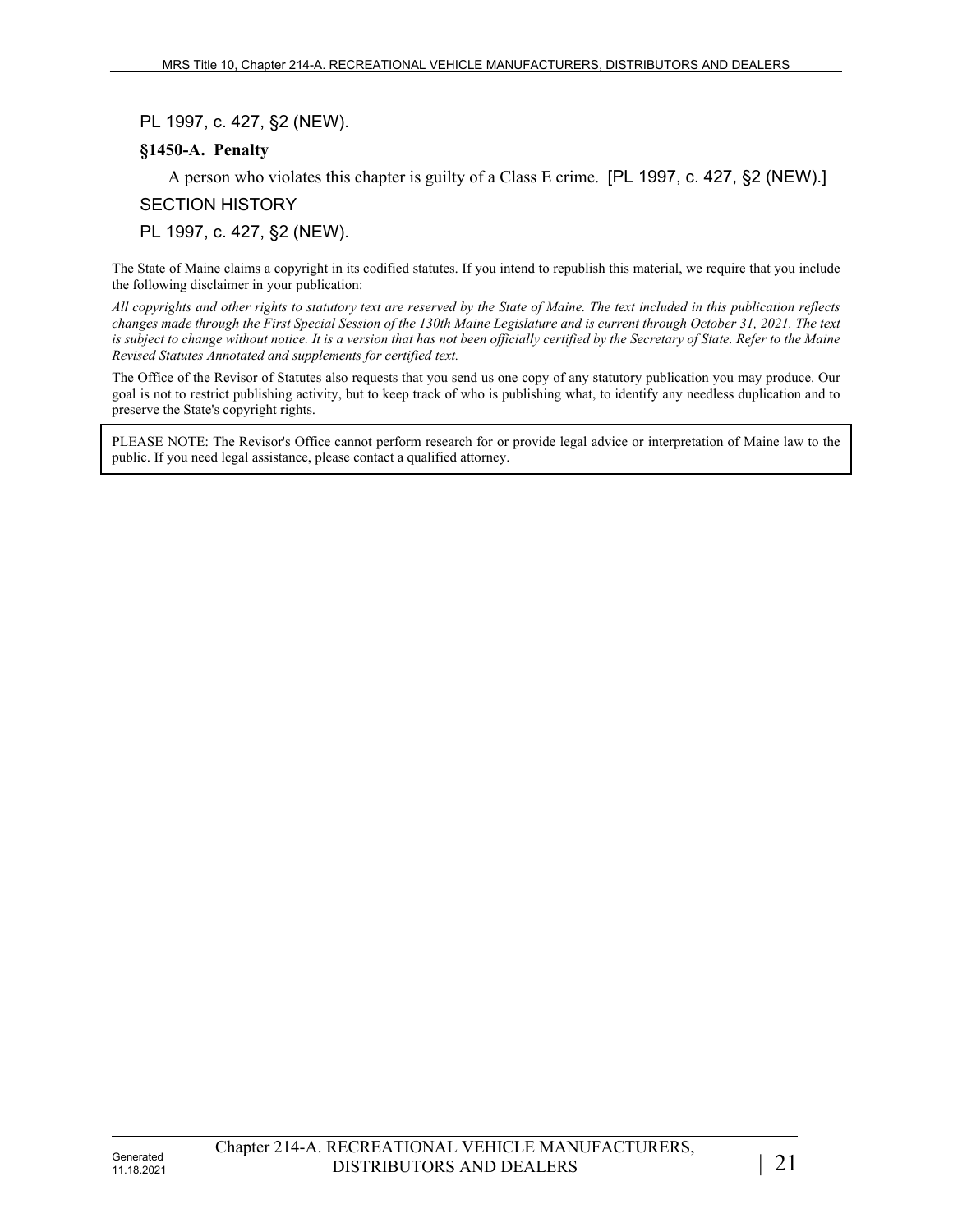PL 1997, c. 427, §2 (NEW).

### §1450-A. Penalty

A person who violates this chapter is guilty of a Class E crime. [PL 1997, c. 427, §2 (NEW).]

SECTION HISTORY

PL 1997, c. 427, §2 (NEW).

The State of Maine claims a copyright in its codified statutes. If you intend to republish this material, we require that you include the following disclaimer in your publication:

*All copyrights and other rights to statutory text are reserved by the State of Maine. The text included in this publication reflects changes made through the First Special Session of the 130th Maine Legislature and is current through October 31, 2021. The text is subject to change without notice. It is a version that has not been officially certified by the Secretary of State. Refer to the Maine Revised Statutes Annotated and supplements for certified text.*

The Office of the Revisor of Statutes also requests that you send us one copy of any statutory publication you may produce. Our goal is not to restrict publishing activity, but to keep track of who is publishing what, to identify any needless duplication and to preserve the State's copyright rights.

PLEASE NOTE: The Revisor's Office cannot perform research for or provide legal advice or interpretation of Maine law to the public. If you need legal assistance, please contact a qualified attorney.